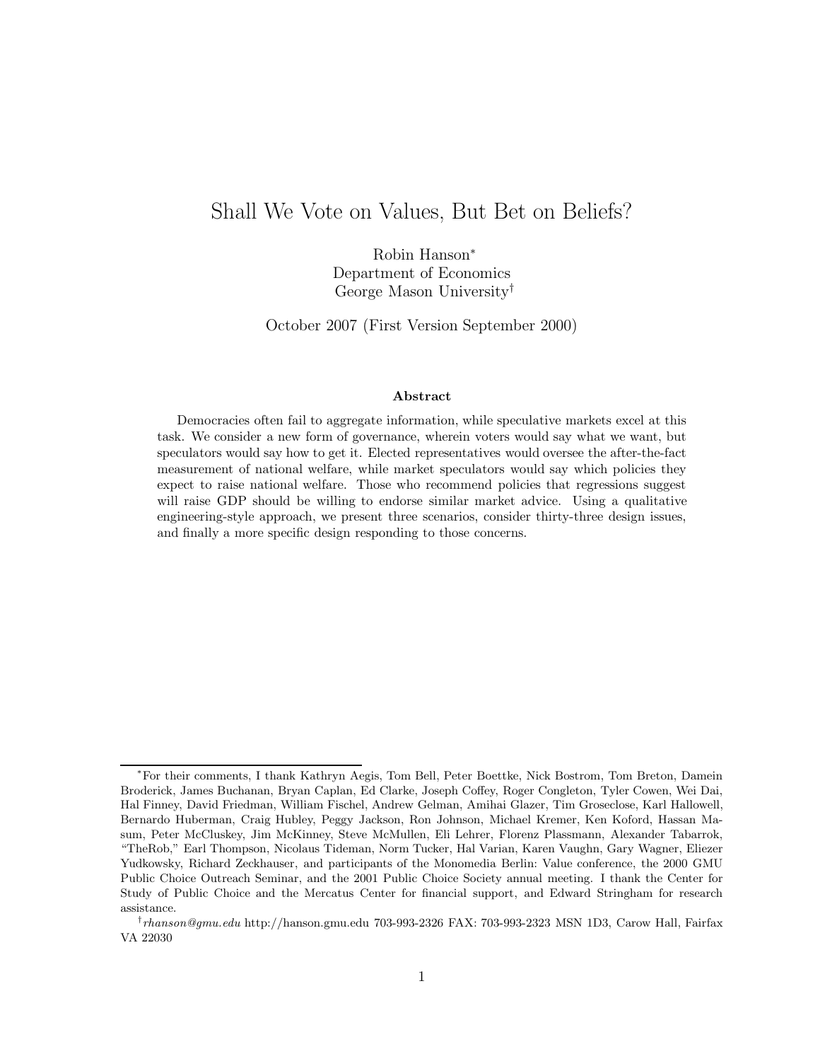# Shall We Vote on Values, But Bet on Beliefs?

Robin Hanson*
Department of Economics
George Mason University†

October 2007 (First Version September 2000)

### Abstract

Democracies often fail to aggregate information, while speculative markets excel at this task. We consider a new form of governance, wherein voters would say what we want, but speculators would say how to get it. Elected representatives would oversee the after-the-fact measurement of national welfare, while market speculators would say which policies they expect to raise national welfare. Those who recommend policies that regressions suggest will raise GDP should be willing to endorse similar market advice. Using a qualitative engineering-style approach, we present three scenarios, consider thirty-three design issues, and finally a more specific design responding to those concerns.

---

*For their comments, I thank Kathryn Aegis, Tom Bell, Peter Boettke, Nick Bostrom, Tom Breton, Damein Broderick, James Buchanan, Bryan Caplan, Ed Clarke, Joseph Coffey, Roger Congleton, Tyler Cowen, Wei Dai, Hal Finney, David Friedman, William Fischel, Andrew Gelman, Amihai Glazer, Tim Groseclose, Karl Hallowell, Bernardo Huberman, Craig Hubley, Peggy Jackson, Ron Johnson, Michael Kremer, Ken Koford, Hassan Masum, Peter McCluskey, Jim McKinney, Steve McMullen, Eli Lehrer, Florenz Plassmann, Alexander Tabarrok, "TheRob," Earl Thompson, Nicolaus Tideman, Norm Tucker, Hal Varian, Karen Vaughn, Gary Wagner, Eliezer Yudkowsky, Richard Zeckhauser, and participants of the Monomedia Berlin: Value conference, the 2000 GMU Public Choice Outreach Seminar, and the 2001 Public Choice Society annual meeting. I thank the Center for Study of Public Choice and the Mercatus Center for financial support, and Edward Stringham for research assistance.

†*rhanson@gmu.edu* http://hanson.gmu.edu 703-993-2326 FAX: 703-993-2323 MSN 1D3, Carow Hall, Fairfax VA 22030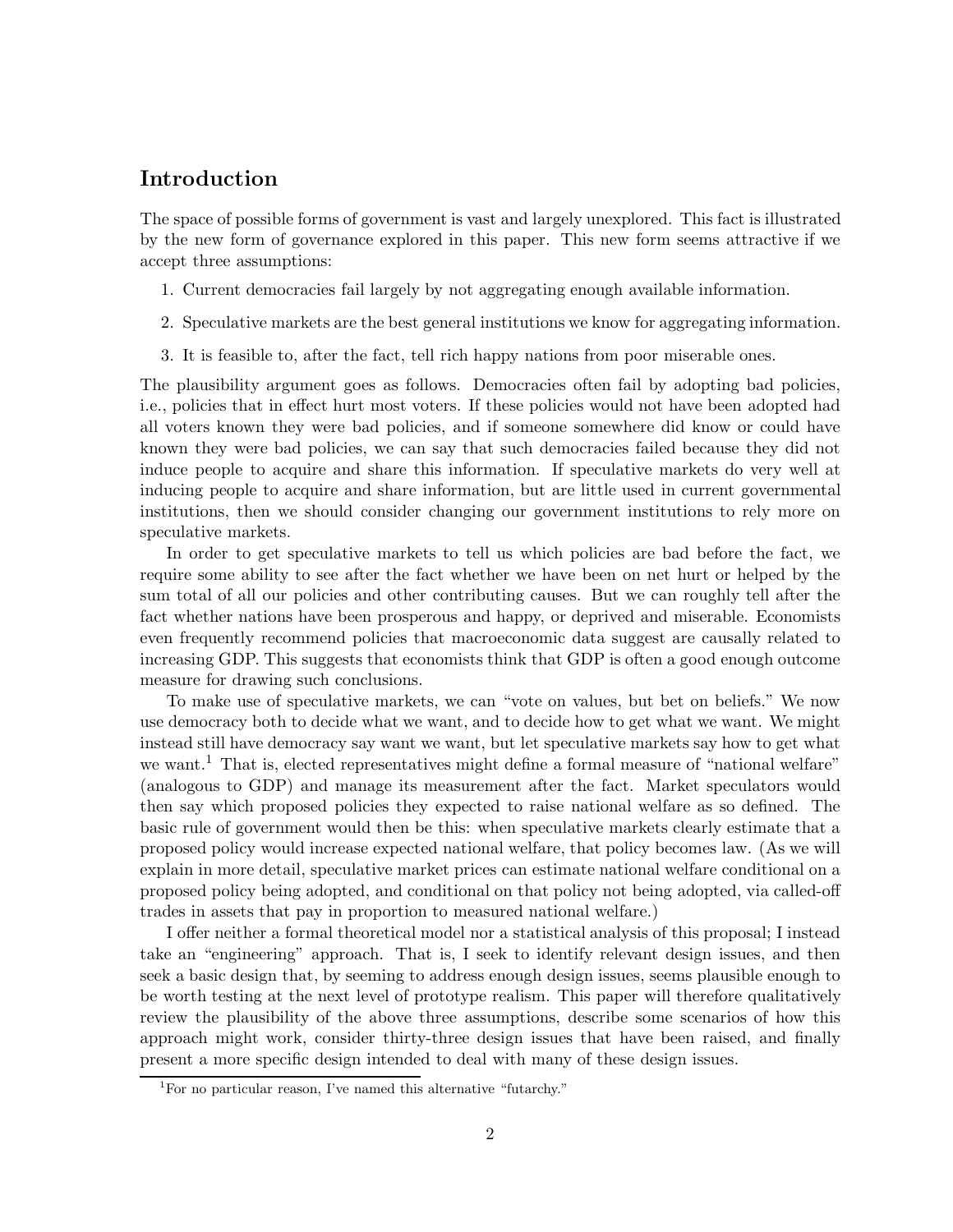## Introduction

The space of possible forms of government is vast and largely unexplored. This fact is illustrated by the new form of governance explored in this paper. This new form seems attractive if we accept three assumptions:

1. Current democracies fail largely by not aggregating enough available information.
2. Speculative markets are the best general institutions we know for aggregating information.
3. It is feasible to, after the fact, tell rich happy nations from poor miserable ones.

The plausibility argument goes as follows. Democracies often fail by adopting bad policies, i.e., policies that in effect hurt most voters. If these policies would not have been adopted had all voters known they were bad policies, and if someone somewhere did know or could have known they were bad policies, we can say that such democracies failed because they did not induce people to acquire and share this information. If speculative markets do very well at inducing people to acquire and share information, but are little used in current governmental institutions, then we should consider changing our government institutions to rely more on speculative markets.

In order to get speculative markets to tell us which policies are bad before the fact, we require some ability to see after the fact whether we have been on net hurt or helped by the sum total of all our policies and other contributing causes. But we can roughly tell after the fact whether nations have been prosperous and happy, or deprived and miserable. Economists even frequently recommend policies that macroeconomic data suggest are causally related to increasing GDP. This suggests that economists think that GDP is often a good enough outcome measure for drawing such conclusions.

To make use of speculative markets, we can "vote on values, but bet on beliefs." We now use democracy both to decide what we want, and to decide how to get what we want. We might instead still have democracy say want we want, but let speculative markets say how to get what we want.[1] That is, elected representatives might define a formal measure of "national welfare" (analogous to GDP) and manage its measurement after the fact. Market speculators would then say which proposed policies they expected to raise national welfare as so defined. The basic rule of government would then be this: when speculative markets clearly estimate that a proposed policy would increase expected national welfare, that policy becomes law. (As we will explain in more detail, speculative market prices can estimate national welfare conditional on a proposed policy being adopted, and conditional on that policy not being adopted, via called-off trades in assets that pay in proportion to measured national welfare.)

I offer neither a formal theoretical model nor a statistical analysis of this proposal; I instead take an "engineering" approach. That is, I seek to identify relevant design issues, and then seek a basic design that, by seeming to address enough design issues, seems plausible enough to be worth testing at the next level of prototype realism. This paper will therefore qualitatively review the plausibility of the above three assumptions, describe some scenarios of how this approach might work, consider thirty-three design issues that have been raised, and finally present a more specific design intended to deal with many of these design issues.

[1] For no particular reason, I've named this alternative "futarchy."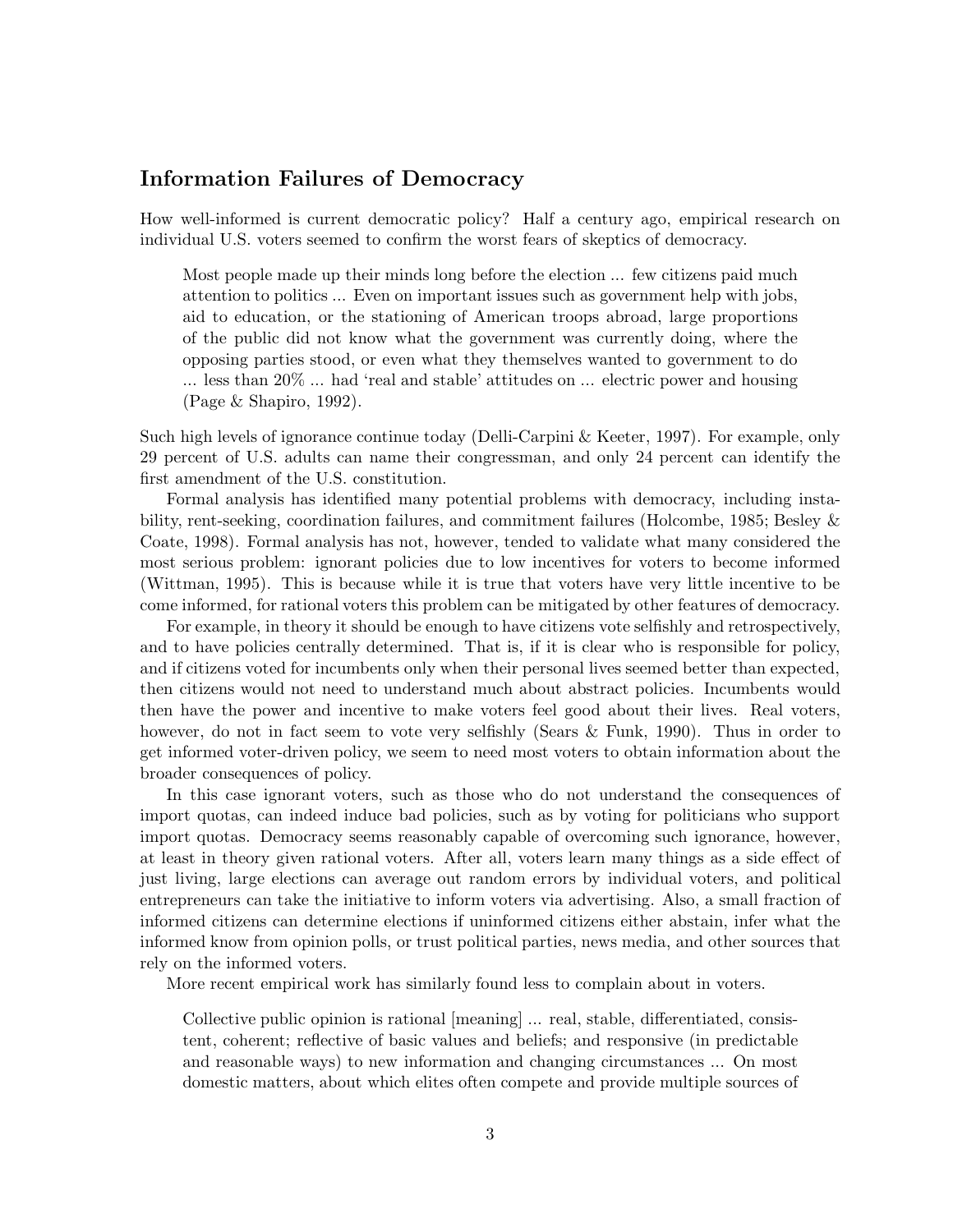## Information Failures of Democracy

How well-informed is current democratic policy? Half a century ago, empirical research on individual U.S. voters seemed to confirm the worst fears of skeptics of democracy.

> Most people made up their minds long before the election ... few citizens paid much attention to politics ... Even on important issues such as government help with jobs, aid to education, or the stationing of American troops abroad, large proportions of the public did not know what the government was currently doing, where the opposing parties stood, or even what they themselves wanted to government to do ... less than 20% ... had 'real and stable' attitudes on ... electric power and housing (Page & Shapiro, 1992).

Such high levels of ignorance continue today (Delli-Carpini & Keeter, 1997). For example, only 29 percent of U.S. adults can name their congressman, and only 24 percent can identify the first amendment of the U.S. constitution.

Formal analysis has identified many potential problems with democracy, including instability, rent-seeking, coordination failures, and commitment failures (Holcombe, 1985; Besley & Coate, 1998). Formal analysis has not, however, tended to validate what many considered the most serious problem: ignorant policies due to low incentives for voters to become informed (Wittman, 1995). This is because while it is true that voters have very little incentive to be come informed, for rational voters this problem can be mitigated by other features of democracy.

For example, in theory it should be enough to have citizens vote selfishly and retrospectively, and to have policies centrally determined. That is, if it is clear who is responsible for policy, and if citizens voted for incumbents only when their personal lives seemed better than expected, then citizens would not need to understand much about abstract policies. Incumbents would then have the power and incentive to make voters feel good about their lives. Real voters, however, do not in fact seem to vote very selfishly (Sears & Funk, 1990). Thus in order to get informed voter-driven policy, we seem to need most voters to obtain information about the broader consequences of policy.

In this case ignorant voters, such as those who do not understand the consequences of import quotas, can indeed induce bad policies, such as by voting for politicians who support import quotas. Democracy seems reasonably capable of overcoming such ignorance, however, at least in theory given rational voters. After all, voters learn many things as a side effect of just living, large elections can average out random errors by individual voters, and political entrepreneurs can take the initiative to inform voters via advertising. Also, a small fraction of informed citizens can determine elections if uninformed citizens either abstain, infer what the informed know from opinion polls, or trust political parties, news media, and other sources that rely on the informed voters.

More recent empirical work has similarly found less to complain about in voters.

> Collective public opinion is rational [meaning] ... real, stable, differentiated, consistent, coherent; reflective of basic values and beliefs; and responsive (in predictable and reasonable ways) to new information and changing circumstances ... On most domestic matters, about which elites often compete and provide multiple sources of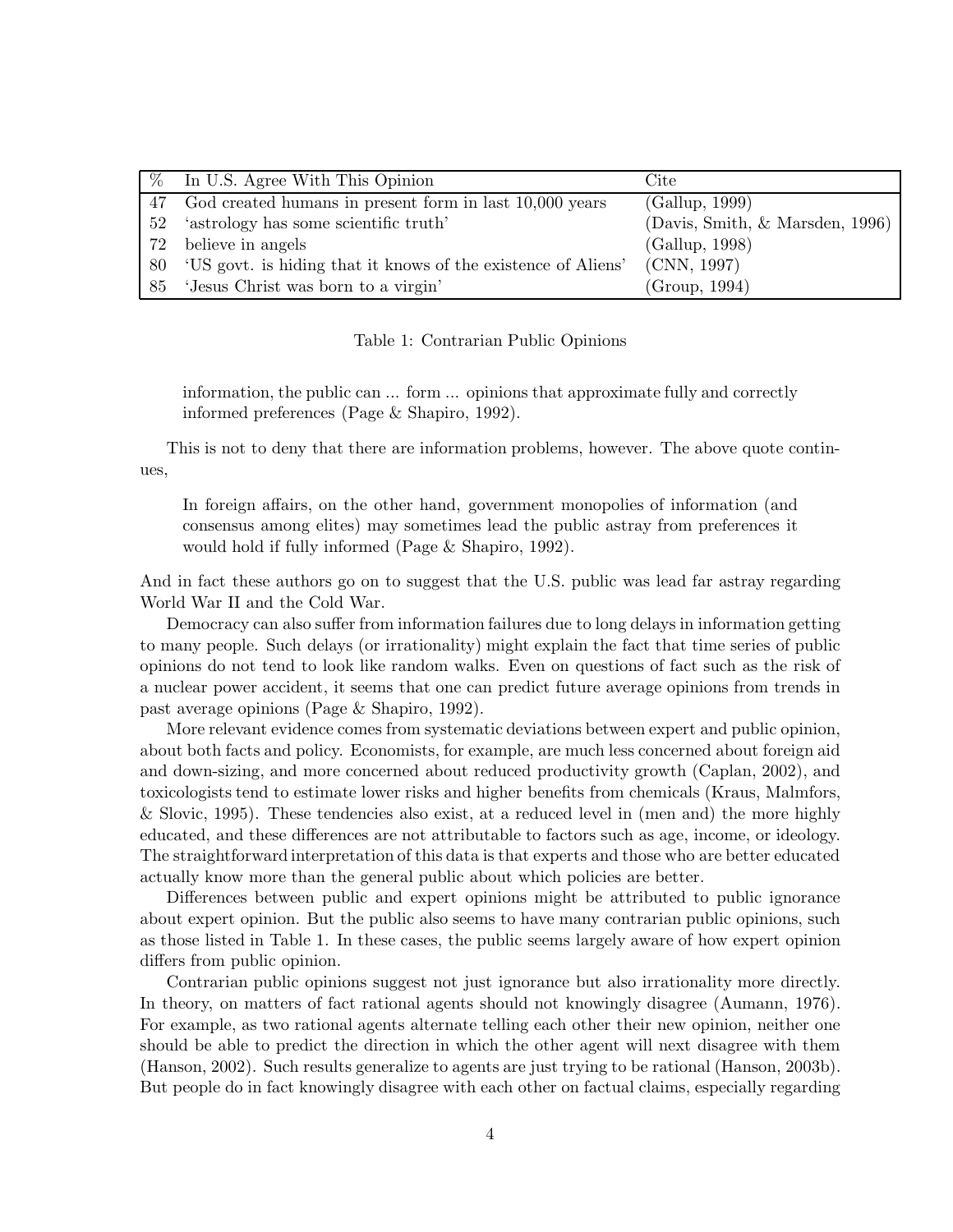| % | In U.S. Agree With This Opinion | Cite |
|---|---|---|
| 47 | God created humans in present form in last 10,000 years | (Gallup, 1999) |
| 52 | 'astrology has some scientific truth' | (Davis, Smith, & Marsden, 1996) |
| 72 | believe in angels | (Gallup, 1998) |
| 80 | 'US govt. is hiding that it knows of the existence of Aliens' | (CNN, 1997) |
| 85 | 'Jesus Christ was born to a virgin' | (Group, 1994) |

Table 1: Contrarian Public Opinions

> information, the public can ... form ... opinions that approximate fully and correctly informed preferences (Page & Shapiro, 1992).

This is not to deny that there are information problems, however. The above quote continues,

> In foreign affairs, on the other hand, government monopolies of information (and consensus among elites) may sometimes lead the public astray from preferences it would hold if fully informed (Page & Shapiro, 1992).

And in fact these authors go on to suggest that the U.S. public was lead far astray regarding World War II and the Cold War.

Democracy can also suffer from information failures due to long delays in information getting to many people. Such delays (or irrationality) might explain the fact that time series of public opinions do not tend to look like random walks. Even on questions of fact such as the risk of a nuclear power accident, it seems that one can predict future average opinions from trends in past average opinions (Page & Shapiro, 1992).

More relevant evidence comes from systematic deviations between expert and public opinion, about both facts and policy. Economists, for example, are much less concerned about foreign aid and down-sizing, and more concerned about reduced productivity growth (Caplan, 2002), and toxicologists tend to estimate lower risks and higher benefits from chemicals (Kraus, Malmfors, & Slovic, 1995). These tendencies also exist, at a reduced level in (men and) the more highly educated, and these differences are not attributable to factors such as age, income, or ideology. The straightforward interpretation of this data is that experts and those who are better educated actually know more than the general public about which policies are better.

Differences between public and expert opinions might be attributed to public ignorance about expert opinion. But the public also seems to have many contrarian public opinions, such as those listed in Table 1. In these cases, the public seems largely aware of how expert opinion differs from public opinion.

Contrarian public opinions suggest not just ignorance but also irrationality more directly. In theory, on matters of fact rational agents should not knowingly disagree (Aumann, 1976). For example, as two rational agents alternate telling each other their new opinion, neither one should be able to predict the direction in which the other agent will next disagree with them (Hanson, 2002). Such results generalize to agents are just trying to be rational (Hanson, 2003b). But people do in fact knowingly disagree with each other on factual claims, especially regarding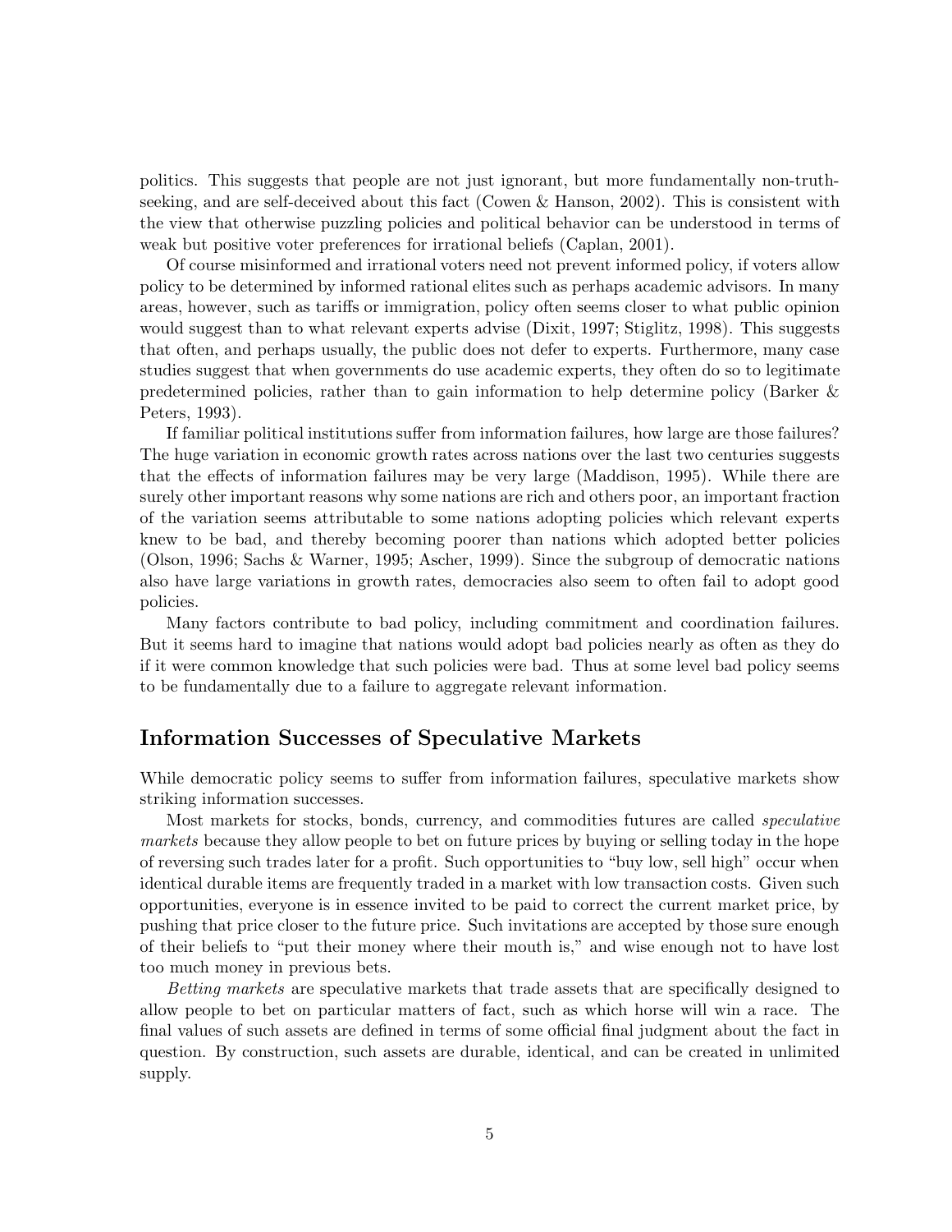politics. This suggests that people are not just ignorant, but more fundamentally non-truth-seeking, and are self-deceived about this fact (Cowen & Hanson, 2002). This is consistent with the view that otherwise puzzling policies and political behavior can be understood in terms of weak but positive voter preferences for irrational beliefs (Caplan, 2001).

Of course misinformed and irrational voters need not prevent informed policy, if voters allow policy to be determined by informed rational elites such as perhaps academic advisors. In many areas, however, such as tariffs or immigration, policy often seems closer to what public opinion would suggest than to what relevant experts advise (Dixit, 1997; Stiglitz, 1998). This suggests that often, and perhaps usually, the public does not defer to experts. Furthermore, many case studies suggest that when governments do use academic experts, they often do so to legitimate predetermined policies, rather than to gain information to help determine policy (Barker & Peters, 1993).

If familiar political institutions suffer from information failures, how large are those failures? The huge variation in economic growth rates across nations over the last two centuries suggests that the effects of information failures may be very large (Maddison, 1995). While there are surely other important reasons why some nations are rich and others poor, an important fraction of the variation seems attributable to some nations adopting policies which relevant experts knew to be bad, and thereby becoming poorer than nations which adopted better policies (Olson, 1996; Sachs & Warner, 1995; Ascher, 1999). Since the subgroup of democratic nations also have large variations in growth rates, democracies also seem to often fail to adopt good policies.

Many factors contribute to bad policy, including commitment and coordination failures. But it seems hard to imagine that nations would adopt bad policies nearly as often as they do if it were common knowledge that such policies were bad. Thus at some level bad policy seems to be fundamentally due to a failure to aggregate relevant information.

## Information Successes of Speculative Markets

While democratic policy seems to suffer from information failures, speculative markets show striking information successes.

Most markets for stocks, bonds, currency, and commodities futures are called *speculative markets* because they allow people to bet on future prices by buying or selling today in the hope of reversing such trades later for a profit. Such opportunities to "buy low, sell high" occur when identical durable items are frequently traded in a market with low transaction costs. Given such opportunities, everyone is in essence invited to be paid to correct the current market price, by pushing that price closer to the future price. Such invitations are accepted by those sure enough of their beliefs to "put their money where their mouth is," and wise enough not to have lost too much money in previous bets.

*Betting markets* are speculative markets that trade assets that are specifically designed to allow people to bet on particular matters of fact, such as which horse will win a race. The final values of such assets are defined in terms of some official final judgment about the fact in question. By construction, such assets are durable, identical, and can be created in unlimited supply.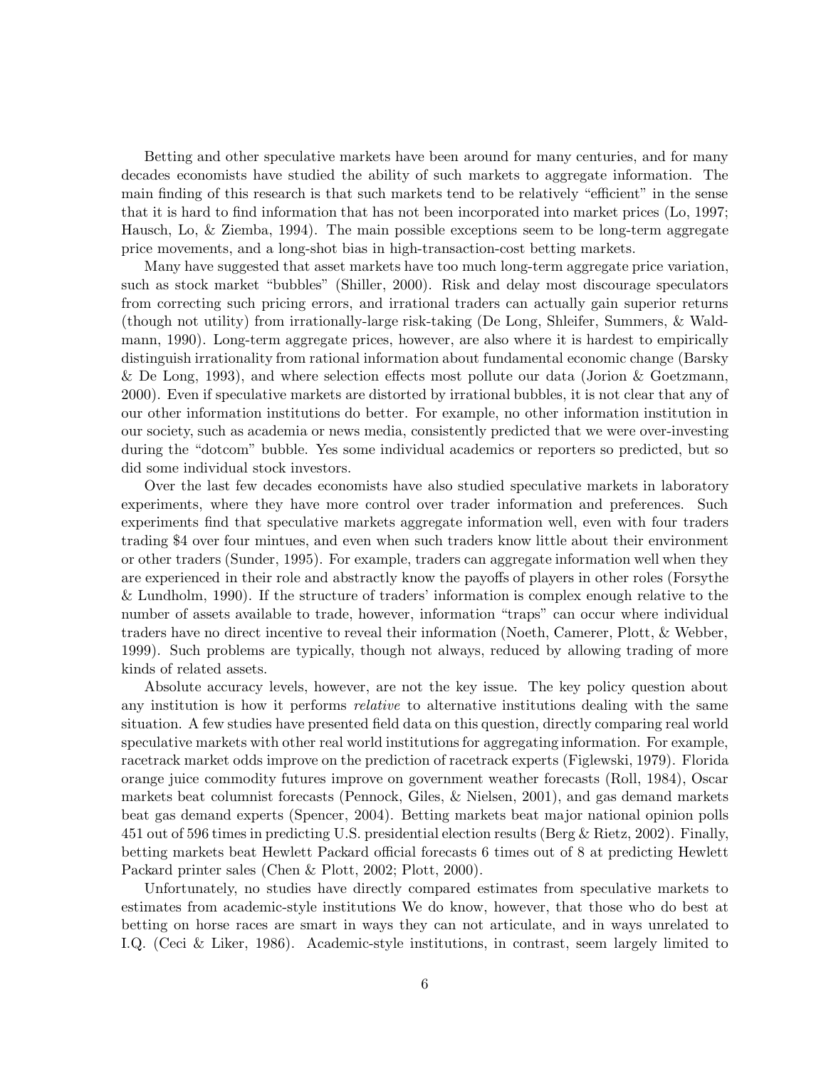Betting and other speculative markets have been around for many centuries, and for many decades economists have studied the ability of such markets to aggregate information. The main finding of this research is that such markets tend to be relatively "efficient" in the sense that it is hard to find information that has not been incorporated into market prices (Lo, 1997; Hausch, Lo, & Ziemba, 1994). The main possible exceptions seem to be long-term aggregate price movements, and a long-shot bias in high-transaction-cost betting markets.

Many have suggested that asset markets have too much long-term aggregate price variation, such as stock market "bubbles" (Shiller, 2000). Risk and delay most discourage speculators from correcting such pricing errors, and irrational traders can actually gain superior returns (though not utility) from irrationally-large risk-taking (De Long, Shleifer, Summers, & Waldmann, 1990). Long-term aggregate prices, however, are also where it is hardest to empirically distinguish irrationality from rational information about fundamental economic change (Barsky & De Long, 1993), and where selection effects most pollute our data (Jorion & Goetzmann, 2000). Even if speculative markets are distorted by irrational bubbles, it is not clear that any of our other information institutions do better. For example, no other information institution in our society, such as academia or news media, consistently predicted that we were over-investing during the "dotcom" bubble. Yes some individual academics or reporters so predicted, but so did some individual stock investors.

Over the last few decades economists have also studied speculative markets in laboratory experiments, where they have more control over trader information and preferences. Such experiments find that speculative markets aggregate information well, even with four traders trading $4 over four mintues, and even when such traders know little about their environment or other traders (Sunder, 1995). For example, traders can aggregate information well when they are experienced in their role and abstractly know the payoffs of players in other roles (Forsythe & Lundholm, 1990). If the structure of traders' information is complex enough relative to the number of assets available to trade, however, information "traps" can occur where individual traders have no direct incentive to reveal their information (Noeth, Camerer, Plott, & Webber, 1999). Such problems are typically, though not always, reduced by allowing trading of more kinds of related assets.

Absolute accuracy levels, however, are not the key issue. The key policy question about any institution is how it performs *relative* to alternative institutions dealing with the same situation. A few studies have presented field data on this question, directly comparing real world speculative markets with other real world institutions for aggregating information. For example, racetrack market odds improve on the prediction of racetrack experts (Figlewski, 1979). Florida orange juice commodity futures improve on government weather forecasts (Roll, 1984), Oscar markets beat columnist forecasts (Pennock, Giles, & Nielsen, 2001), and gas demand markets beat gas demand experts (Spencer, 2004). Betting markets beat major national opinion polls 451 out of 596 times in predicting U.S. presidential election results (Berg & Rietz, 2002). Finally, betting markets beat Hewlett Packard official forecasts 6 times out of 8 at predicting Hewlett Packard printer sales (Chen & Plott, 2002; Plott, 2000).

Unfortunately, no studies have directly compared estimates from speculative markets to estimates from academic-style institutions We do know, however, that those who do best at betting on horse races are smart in ways they can not articulate, and in ways unrelated to I.Q. (Ceci & Liker, 1986). Academic-style institutions, in contrast, seem largely limited to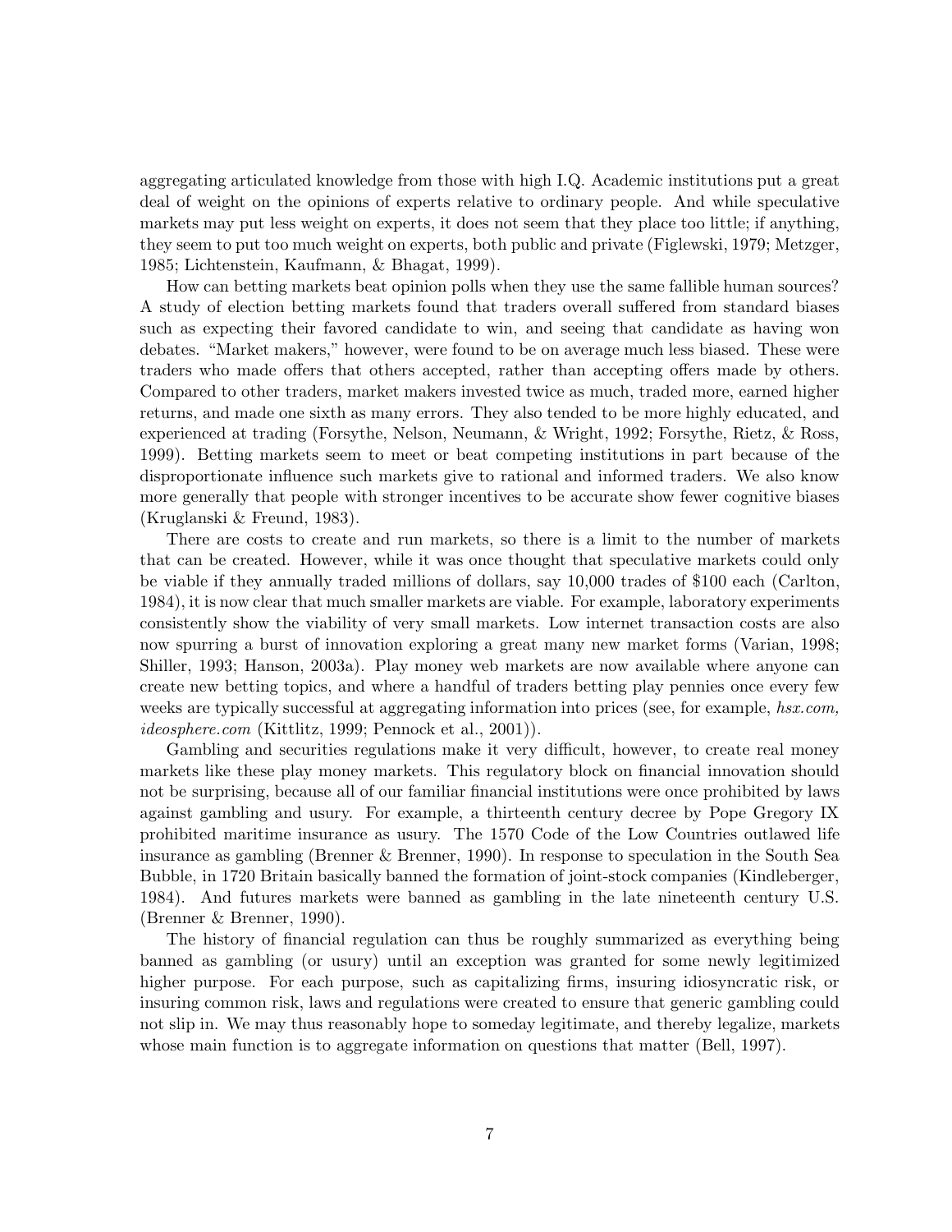aggregating articulated knowledge from those with high I.Q. Academic institutions put a great deal of weight on the opinions of experts relative to ordinary people. And while speculative markets may put less weight on experts, it does not seem that they place too little; if anything, they seem to put too much weight on experts, both public and private (Figlewski, 1979; Metzger, 1985; Lichtenstein, Kaufmann, & Bhagat, 1999).

How can betting markets beat opinion polls when they use the same fallible human sources? A study of election betting markets found that traders overall suffered from standard biases such as expecting their favored candidate to win, and seeing that candidate as having won debates. "Market makers," however, were found to be on average much less biased. These were traders who made offers that others accepted, rather than accepting offers made by others. Compared to other traders, market makers invested twice as much, traded more, earned higher returns, and made one sixth as many errors. They also tended to be more highly educated, and experienced at trading (Forsythe, Nelson, Neumann, & Wright, 1992; Forsythe, Rietz, & Ross, 1999). Betting markets seem to meet or beat competing institutions in part because of the disproportionate influence such markets give to rational and informed traders. We also know more generally that people with stronger incentives to be accurate show fewer cognitive biases (Kruglanski & Freund, 1983).

There are costs to create and run markets, so there is a limit to the number of markets that can be created. However, while it was once thought that speculative markets could only be viable if they annually traded millions of dollars, say 10,000 trades of $100 each (Carlton, 1984), it is now clear that much smaller markets are viable. For example, laboratory experiments consistently show the viability of very small markets. Low internet transaction costs are also now spurring a burst of innovation exploring a great many new market forms (Varian, 1998; Shiller, 1993; Hanson, 2003a). Play money web markets are now available where anyone can create new betting topics, and where a handful of traders betting play pennies once every few weeks are typically successful at aggregating information into prices (see, for example, *hsx.com, ideosphere.com* (Kittlitz, 1999; Pennock et al., 2001)).

Gambling and securities regulations make it very difficult, however, to create real money markets like these play money markets. This regulatory block on financial innovation should not be surprising, because all of our familiar financial institutions were once prohibited by laws against gambling and usury. For example, a thirteenth century decree by Pope Gregory IX prohibited maritime insurance as usury. The 1570 Code of the Low Countries outlawed life insurance as gambling (Brenner & Brenner, 1990). In response to speculation in the South Sea Bubble, in 1720 Britain basically banned the formation of joint-stock companies (Kindleberger, 1984). And futures markets were banned as gambling in the late nineteenth century U.S. (Brenner & Brenner, 1990).

The history of financial regulation can thus be roughly summarized as everything being banned as gambling (or usury) until an exception was granted for some newly legitimized higher purpose. For each purpose, such as capitalizing firms, insuring idiosyncratic risk, or insuring common risk, laws and regulations were created to ensure that generic gambling could not slip in. We may thus reasonably hope to someday legitimate, and thereby legalize, markets whose main function is to aggregate information on questions that matter (Bell, 1997).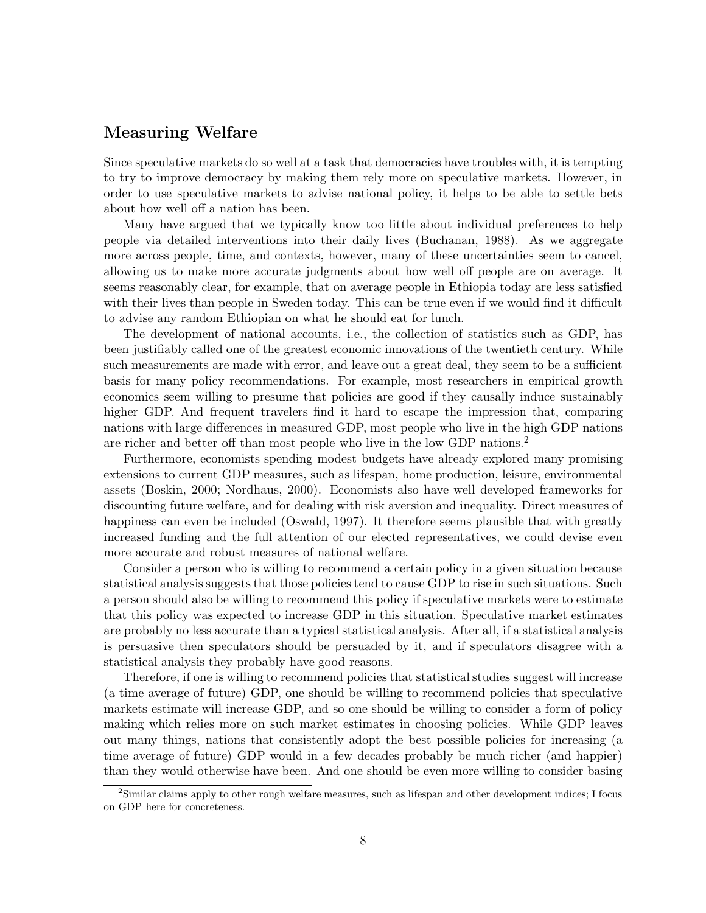## Measuring Welfare

Since speculative markets do so well at a task that democracies have troubles with, it is tempting to try to improve democracy by making them rely more on speculative markets. However, in order to use speculative markets to advise national policy, it helps to be able to settle bets about how well off a nation has been.

Many have argued that we typically know too little about individual preferences to help people via detailed interventions into their daily lives (Buchanan, 1988). As we aggregate more across people, time, and contexts, however, many of these uncertainties seem to cancel, allowing us to make more accurate judgments about how well off people are on average. It seems reasonably clear, for example, that on average people in Ethiopia today are less satisfied with their lives than people in Sweden today. This can be true even if we would find it difficult to advise any random Ethiopian on what he should eat for lunch.

The development of national accounts, i.e., the collection of statistics such as GDP, has been justifiably called one of the greatest economic innovations of the twentieth century. While such measurements are made with error, and leave out a great deal, they seem to be a sufficient basis for many policy recommendations. For example, most researchers in empirical growth economics seem willing to presume that policies are good if they causally induce sustainably higher GDP. And frequent travelers find it hard to escape the impression that, comparing nations with large differences in measured GDP, most people who live in the high GDP nations are richer and better off than most people who live in the low GDP nations.[2]

Furthermore, economists spending modest budgets have already explored many promising extensions to current GDP measures, such as lifespan, home production, leisure, environmental assets (Boskin, 2000; Nordhaus, 2000). Economists also have well developed frameworks for discounting future welfare, and for dealing with risk aversion and inequality. Direct measures of happiness can even be included (Oswald, 1997). It therefore seems plausible that with greatly increased funding and the full attention of our elected representatives, we could devise even more accurate and robust measures of national welfare.

Consider a person who is willing to recommend a certain policy in a given situation because statistical analysis suggests that those policies tend to cause GDP to rise in such situations. Such a person should also be willing to recommend this policy if speculative markets were to estimate that this policy was expected to increase GDP in this situation. Speculative market estimates are probably no less accurate than a typical statistical analysis. After all, if a statistical analysis is persuasive then speculators should be persuaded by it, and if speculators disagree with a statistical analysis they probably have good reasons.

Therefore, if one is willing to recommend policies that statistical studies suggest will increase (a time average of future) GDP, one should be willing to recommend policies that speculative markets estimate will increase GDP, and so one should be willing to consider a form of policy making which relies more on such market estimates in choosing policies. While GDP leaves out many things, nations that consistently adopt the best possible policies for increasing (a time average of future) GDP would in a few decades probably be much richer (and happier) than they would otherwise have been. And one should be even more willing to consider basing

[2] Similar claims apply to other rough welfare measures, such as lifespan and other development indices; I focus on GDP here for concreteness.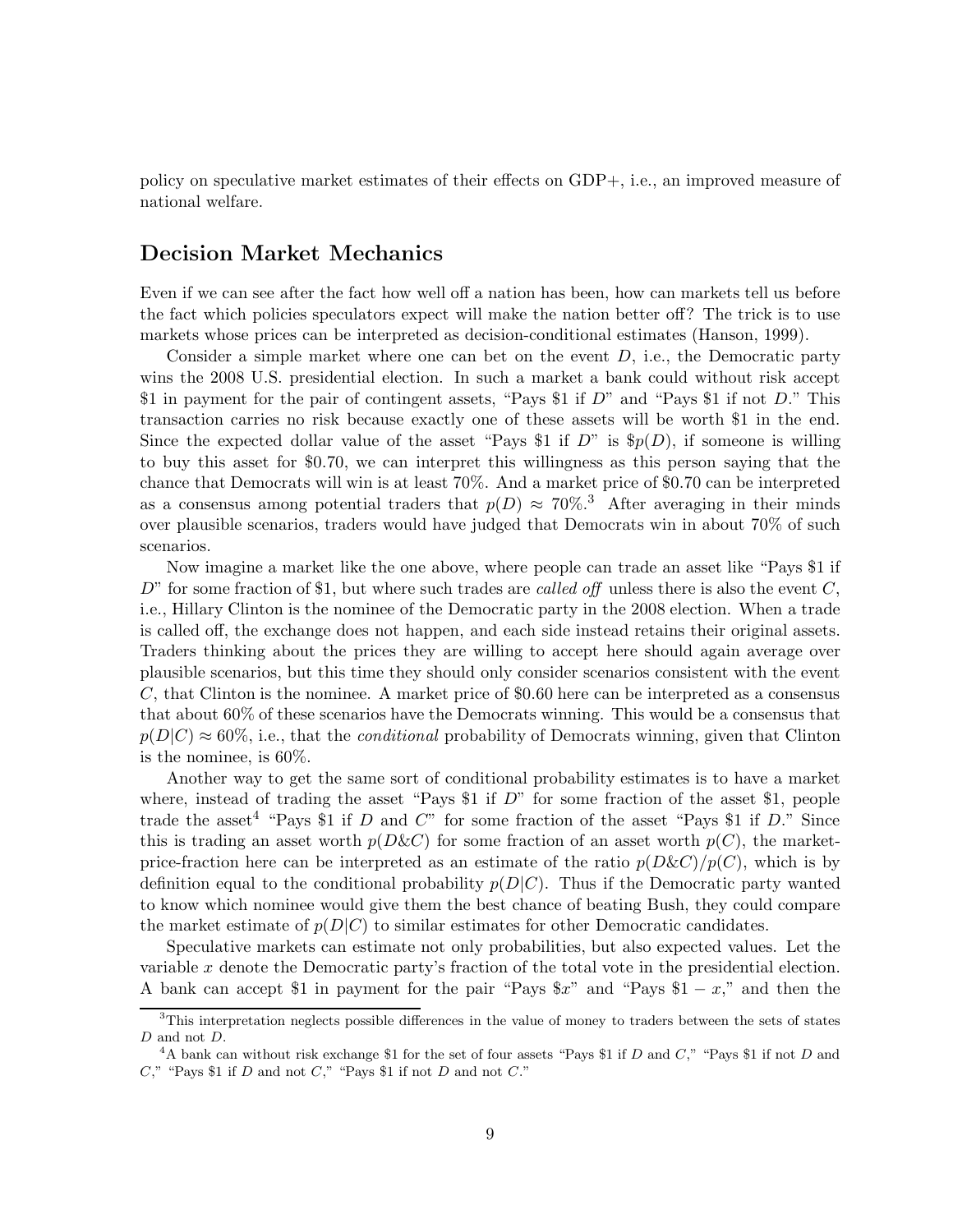policy on speculative market estimates of their effects on GDP+, i.e., an improved measure of national welfare.

## Decision Market Mechanics

Even if we can see after the fact how well off a nation has been, how can markets tell us before the fact which policies speculators expect will make the nation better off? The trick is to use markets whose prices can be interpreted as decision-conditional estimates (Hanson, 1999).

Consider a simple market where one can bet on the event $D$, i.e., the Democratic party wins the 2008 U.S. presidential election. In such a market a bank could without risk accept \$1 in payment for the pair of contingent assets, "Pays \$1 if $D$" and "Pays \$1 if not $D$." This transaction carries no risk because exactly one of these assets will be worth \$1 in the end. Since the expected dollar value of the asset "Pays \$1 if $D$" is \$$p(D)$, if someone is willing to buy this asset for \$0.70, we can interpret this willingness as this person saying that the chance that Democrats will win is at least 70%. And a market price of \$0.70 can be interpreted as a consensus among potential traders that $p(D) \approx 70\%$.[3] After averaging in their minds over plausible scenarios, traders would have judged that Democrats win in about 70% of such scenarios.

Now imagine a market like the one above, where people can trade an asset like "Pays \$1 if $D$" for some fraction of \$1, but where such trades are *called off* unless there is also the event $C$, i.e., Hillary Clinton is the nominee of the Democratic party in the 2008 election. When a trade is called off, the exchange does not happen, and each side instead retains their original assets. Traders thinking about the prices they are willing to accept here should again average over plausible scenarios, but this time they should only consider scenarios consistent with the event $C$, that Clinton is the nominee. A market price of \$0.60 here can be interpreted as a consensus that about 60% of these scenarios have the Democrats winning. This would be a consensus that $p(D|C) \approx 60\%$, i.e., that the *conditional* probability of Democrats winning, given that Clinton is the nominee, is 60%.

Another way to get the same sort of conditional probability estimates is to have a market where, instead of trading the asset "Pays \$1 if $D$" for some fraction of the asset \$1, people trade the asset[4] "Pays \$1 if $D$ and $C$" for some fraction of the asset "Pays \$1 if $D$." Since this is trading an asset worth $p(D\&C)$ for some fraction of an asset worth $p(C)$, the market-price-fraction here can be interpreted as an estimate of the ratio $p(D\&C)/p(C)$, which is by definition equal to the conditional probability $p(D|C)$. Thus if the Democratic party wanted to know which nominee would give them the best chance of beating Bush, they could compare the market estimate of $p(D|C)$ to similar estimates for other Democratic candidates.

Speculative markets can estimate not only probabilities, but also expected values. Let the variable $x$ denote the Democratic party's fraction of the total vote in the presidential election. A bank can accept \$1 in payment for the pair "Pays \$$x$" and "Pays \$$1 - x$," and then the

[3] This interpretation neglects possible differences in the value of money to traders between the sets of states $D$ and not $D$.

[4] A bank can without risk exchange \$1 for the set of four assets "Pays \$1 if $D$ and $C$," "Pays \$1 if not $D$ and $C$," "Pays \$1 if $D$ and not $C$," "Pays \$1 if not $D$ and not $C$."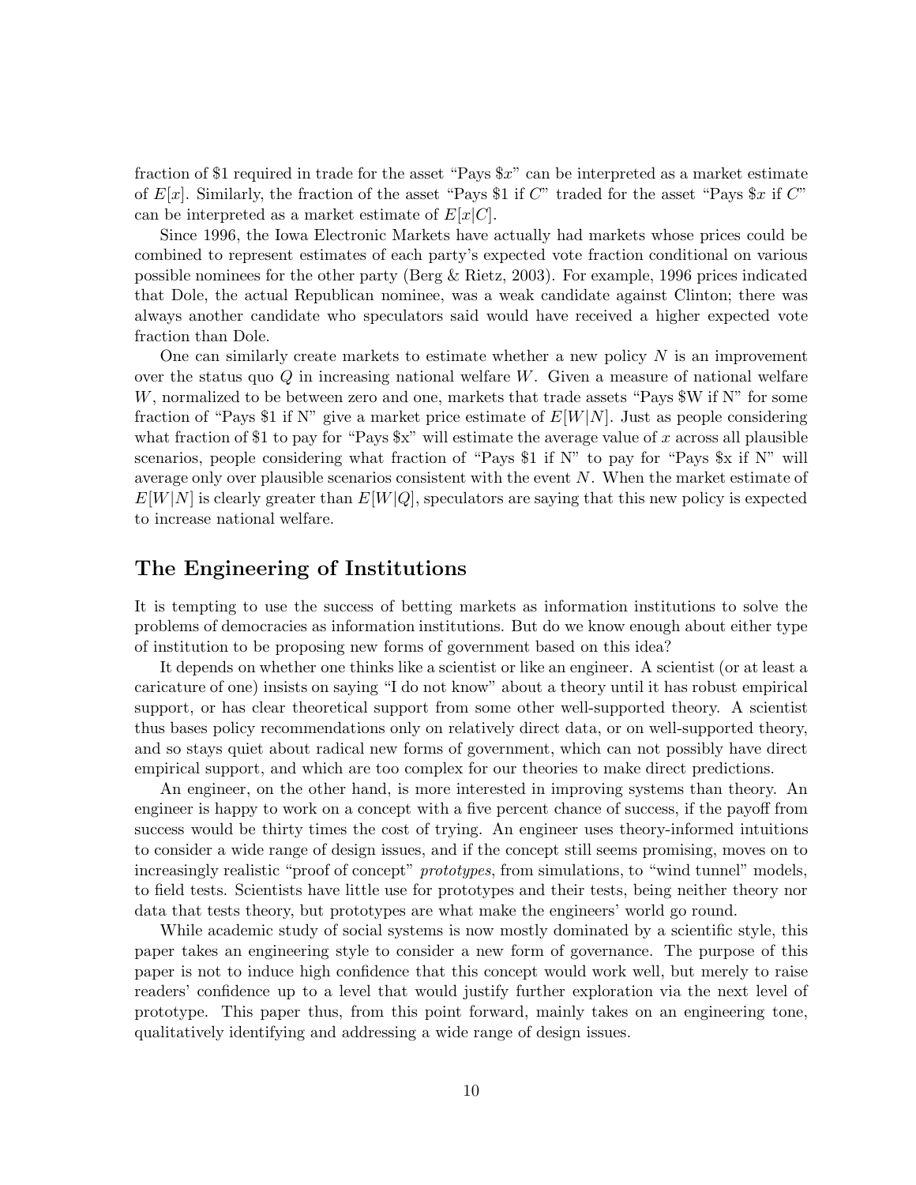fraction of \$1 required in trade for the asset "Pays \$$x$" can be interpreted as a market estimate of $E[x]$. Similarly, the fraction of the asset "Pays \$1 if $C$" traded for the asset "Pays \$$x$ if $C$" can be interpreted as a market estimate of $E[x|C]$.

Since 1996, the Iowa Electronic Markets have actually had markets whose prices could be combined to represent estimates of each party's expected vote fraction conditional on various possible nominees for the other party (Berg & Rietz, 2003). For example, 1996 prices indicated that Dole, the actual Republican nominee, was a weak candidate against Clinton; there was always another candidate who speculators said would have received a higher expected vote fraction than Dole.

One can similarly create markets to estimate whether a new policy $N$ is an improvement over the status quo $Q$ in increasing national welfare $W$. Given a measure of national welfare $W$, normalized to be between zero and one, markets that trade assets "Pays \$W if N" for some fraction of "Pays \$1 if N" give a market price estimate of $E[W|N]$. Just as people considering what fraction of \$1 to pay for "Pays \$x" will estimate the average value of $x$ across all plausible scenarios, people considering what fraction of "Pays \$1 if N" to pay for "Pays \$x if N" will average only over plausible scenarios consistent with the event $N$. When the market estimate of $E[W|N]$ is clearly greater than $E[W|Q]$, speculators are saying that this new policy is expected to increase national welfare.

## The Engineering of Institutions

It is tempting to use the success of betting markets as information institutions to solve the problems of democracies as information institutions. But do we know enough about either type of institution to be proposing new forms of government based on this idea?

It depends on whether one thinks like a scientist or like an engineer. A scientist (or at least a caricature of one) insists on saying "I do not know" about a theory until it has robust empirical support, or has clear theoretical support from some other well-supported theory. A scientist thus bases policy recommendations only on relatively direct data, or on well-supported theory, and so stays quiet about radical new forms of government, which can not possibly have direct empirical support, and which are too complex for our theories to make direct predictions.

An engineer, on the other hand, is more interested in improving systems than theory. An engineer is happy to work on a concept with a five percent chance of success, if the payoff from success would be thirty times the cost of trying. An engineer uses theory-informed intuitions to consider a wide range of design issues, and if the concept still seems promising, moves on to increasingly realistic "proof of concept" *prototypes*, from simulations, to "wind tunnel" models, to field tests. Scientists have little use for prototypes and their tests, being neither theory nor data that tests theory, but prototypes are what make the engineers' world go round.

While academic study of social systems is now mostly dominated by a scientific style, this paper takes an engineering style to consider a new form of governance. The purpose of this paper is not to induce high confidence that this concept would work well, but merely to raise readers' confidence up to a level that would justify further exploration via the next level of prototype. This paper thus, from this point forward, mainly takes on an engineering tone, qualitatively identifying and addressing a wide range of design issues.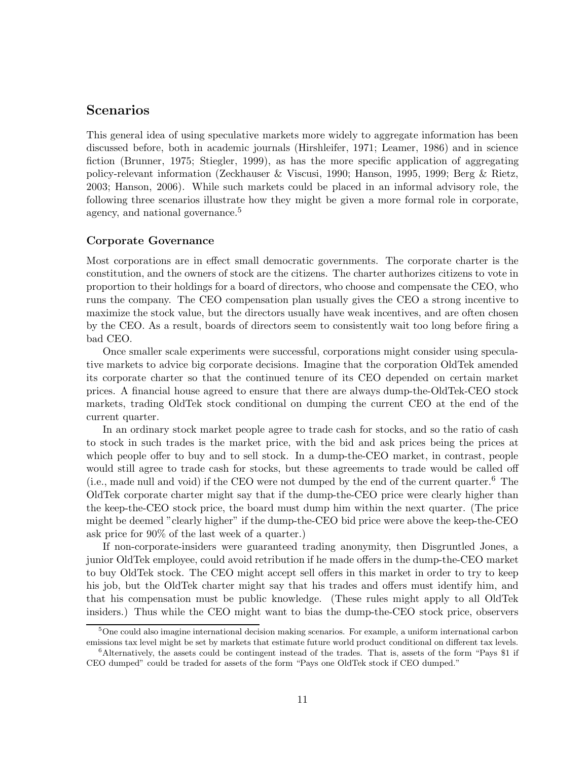## Scenarios

This general idea of using speculative markets more widely to aggregate information has been discussed before, both in academic journals (Hirshleifer, 1971; Leamer, 1986) and in science fiction (Brunner, 1975; Stiegler, 1999), as has the more specific application of aggregating policy-relevant information (Zeckhauser & Viscusi, 1990; Hanson, 1995, 1999; Berg & Rietz, 2003; Hanson, 2006). While such markets could be placed in an informal advisory role, the following three scenarios illustrate how they might be given a more formal role in corporate, agency, and national governance.[5]

### Corporate Governance

Most corporations are in effect small democratic governments. The corporate charter is the constitution, and the owners of stock are the citizens. The charter authorizes citizens to vote in proportion to their holdings for a board of directors, who choose and compensate the CEO, who runs the company. The CEO compensation plan usually gives the CEO a strong incentive to maximize the stock value, but the directors usually have weak incentives, and are often chosen by the CEO. As a result, boards of directors seem to consistently wait too long before firing a bad CEO.

Once smaller scale experiments were successful, corporations might consider using speculative markets to advice big corporate decisions. Imagine that the corporation OldTek amended its corporate charter so that the continued tenure of its CEO depended on certain market prices. A financial house agreed to ensure that there are always dump-the-OldTek-CEO stock markets, trading OldTek stock conditional on dumping the current CEO at the end of the current quarter.

In an ordinary stock market people agree to trade cash for stocks, and so the ratio of cash to stock in such trades is the market price, with the bid and ask prices being the prices at which people offer to buy and to sell stock. In a dump-the-CEO market, in contrast, people would still agree to trade cash for stocks, but these agreements to trade would be called off (i.e., made null and void) if the CEO were not dumped by the end of the current quarter.[6] The OldTek corporate charter might say that if the dump-the-CEO price were clearly higher than the keep-the-CEO stock price, the board must dump him within the next quarter. (The price might be deemed "clearly higher" if the dump-the-CEO bid price were above the keep-the-CEO ask price for 90% of the last week of a quarter.)

If non-corporate-insiders were guaranteed trading anonymity, then Disgruntled Jones, a junior OldTek employee, could avoid retribution if he made offers in the dump-the-CEO market to buy OldTek stock. The CEO might accept sell offers in this market in order to try to keep his job, but the OldTek charter might say that his trades and offers must identify him, and that his compensation must be public knowledge. (These rules might apply to all OldTek insiders.) Thus while the CEO might want to bias the dump-the-CEO stock price, observers

[5] One could also imagine international decision making scenarios. For example, a uniform international carbon emissions tax level might be set by markets that estimate future world product conditional on different tax levels.

[6] Alternatively, the assets could be contingent instead of the trades. That is, assets of the form "Pays $1 if CEO dumped" could be traded for assets of the form "Pays one OldTek stock if CEO dumped."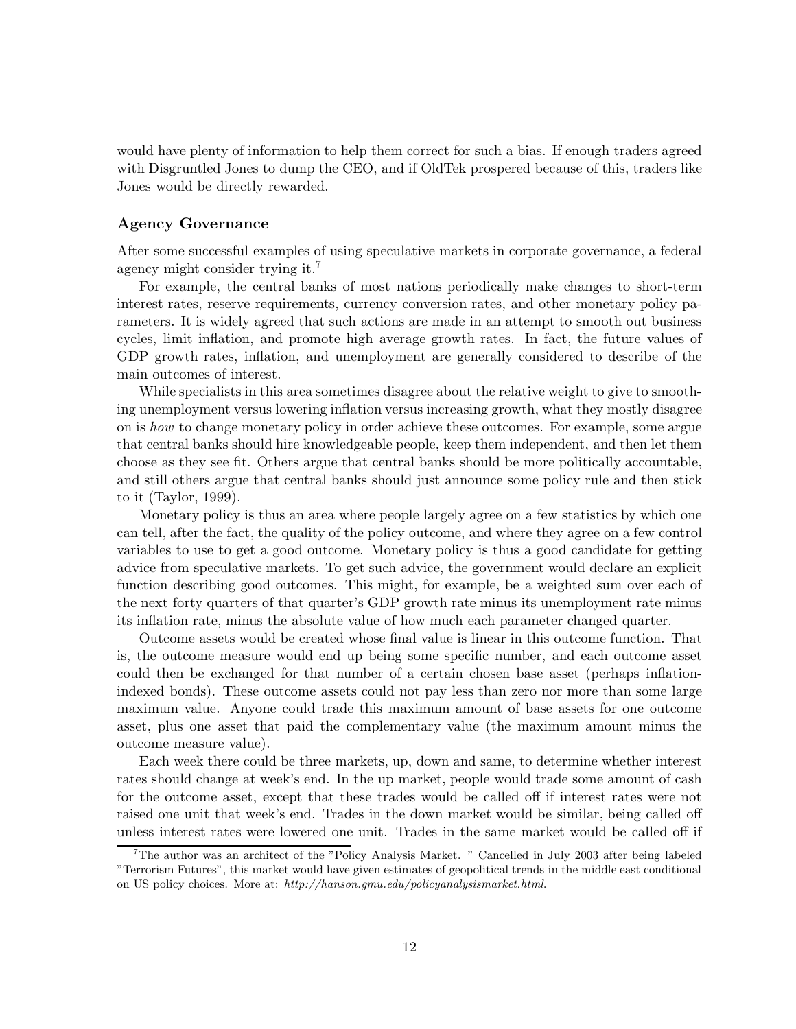would have plenty of information to help them correct for such a bias. If enough traders agreed with Disgruntled Jones to dump the CEO, and if OldTek prospered because of this, traders like Jones would be directly rewarded.

### Agency Governance

After some successful examples of using speculative markets in corporate governance, a federal agency might consider trying it.[7]

For example, the central banks of most nations periodically make changes to short-term interest rates, reserve requirements, currency conversion rates, and other monetary policy parameters. It is widely agreed that such actions are made in an attempt to smooth out business cycles, limit inflation, and promote high average growth rates. In fact, the future values of GDP growth rates, inflation, and unemployment are generally considered to describe of the main outcomes of interest.

While specialists in this area sometimes disagree about the relative weight to give to smoothing unemployment versus lowering inflation versus increasing growth, what they mostly disagree on is *how* to change monetary policy in order achieve these outcomes. For example, some argue that central banks should hire knowledgeable people, keep them independent, and then let them choose as they see fit. Others argue that central banks should be more politically accountable, and still others argue that central banks should just announce some policy rule and then stick to it (Taylor, 1999).

Monetary policy is thus an area where people largely agree on a few statistics by which one can tell, after the fact, the quality of the policy outcome, and where they agree on a few control variables to use to get a good outcome. Monetary policy is thus a good candidate for getting advice from speculative markets. To get such advice, the government would declare an explicit function describing good outcomes. This might, for example, be a weighted sum over each of the next forty quarters of that quarter's GDP growth rate minus its unemployment rate minus its inflation rate, minus the absolute value of how much each parameter changed quarter.

Outcome assets would be created whose final value is linear in this outcome function. That is, the outcome measure would end up being some specific number, and each outcome asset could then be exchanged for that number of a certain chosen base asset (perhaps inflation-indexed bonds). These outcome assets could not pay less than zero nor more than some large maximum value. Anyone could trade this maximum amount of base assets for one outcome asset, plus one asset that paid the complementary value (the maximum amount minus the outcome measure value).

Each week there could be three markets, up, down and same, to determine whether interest rates should change at week's end. In the up market, people would trade some amount of cash for the outcome asset, except that these trades would be called off if interest rates were not raised one unit that week's end. Trades in the down market would be similar, being called off unless interest rates were lowered one unit. Trades in the same market would be called off if

[7] The author was an architect of the "Policy Analysis Market. " Cancelled in July 2003 after being labeled "Terrorism Futures", this market would have given estimates of geopolitical trends in the middle east conditional on US policy choices. More at: *http://hanson.gmu.edu/policyanalysismarket.html*.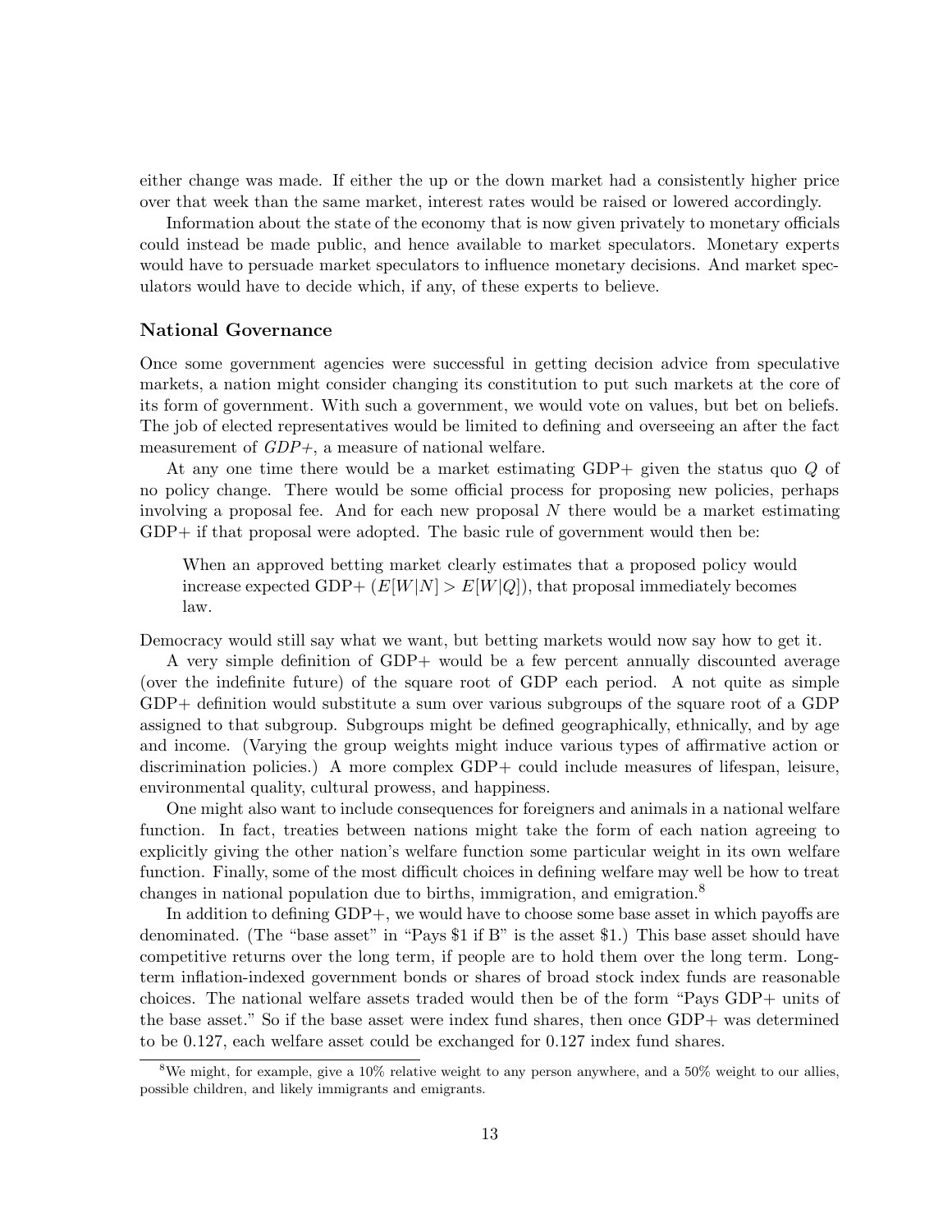either change was made. If either the up or the down market had a consistently higher price over that week than the same market, interest rates would be raised or lowered accordingly.

Information about the state of the economy that is now given privately to monetary officials could instead be made public, and hence available to market speculators. Monetary experts would have to persuade market speculators to influence monetary decisions. And market speculators would have to decide which, if any, of these experts to believe.

### National Governance

Once some government agencies were successful in getting decision advice from speculative markets, a nation might consider changing its constitution to put such markets at the core of its form of government. With such a government, we would vote on values, but bet on beliefs. The job of elected representatives would be limited to defining and overseeing an after the fact measurement of *GDP+*, a measure of national welfare.

At any one time there would be a market estimating GDP+ given the status quo $Q$ of no policy change. There would be some official process for proposing new policies, perhaps involving a proposal fee. And for each new proposal $N$ there would be a market estimating GDP+ if that proposal were adopted. The basic rule of government would then be:

> When an approved betting market clearly estimates that a proposed policy would increase expected GDP+ ($E[W|N] > E[W|Q]$), that proposal immediately becomes law.

Democracy would still say what we want, but betting markets would now say how to get it.

A very simple definition of GDP+ would be a few percent annually discounted average (over the indefinite future) of the square root of GDP each period. A not quite as simple GDP+ definition would substitute a sum over various subgroups of the square root of a GDP assigned to that subgroup. Subgroups might be defined geographically, ethnically, and by age and income. (Varying the group weights might induce various types of affirmative action or discrimination policies.) A more complex GDP+ could include measures of lifespan, leisure, environmental quality, cultural prowess, and happiness.

One might also want to include consequences for foreigners and animals in a national welfare function. In fact, treaties between nations might take the form of each nation agreeing to explicitly giving the other nation's welfare function some particular weight in its own welfare function. Finally, some of the most difficult choices in defining welfare may well be how to treat changes in national population due to births, immigration, and emigration.[8]

In addition to defining GDP+, we would have to choose some base asset in which payoffs are denominated. (The "base asset" in "Pays \$1 if B" is the asset \$1.) This base asset should have competitive returns over the long term, if people are to hold them over the long term. Long-term inflation-indexed government bonds or shares of broad stock index funds are reasonable choices. The national welfare assets traded would then be of the form "Pays GDP+ units of the base asset." So if the base asset were index fund shares, then once GDP+ was determined to be 0.127, each welfare asset could be exchanged for 0.127 index fund shares.

---

[8] We might, for example, give a 10% relative weight to any person anywhere, and a 50% weight to our allies, possible children, and likely immigrants and emigrants.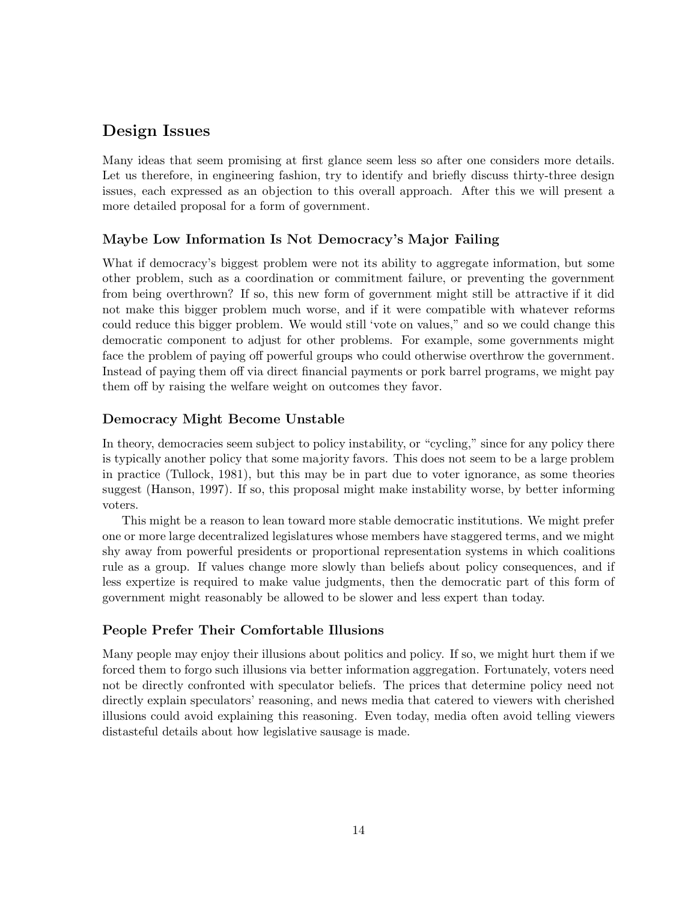## Design Issues

Many ideas that seem promising at first glance seem less so after one considers more details. Let us therefore, in engineering fashion, try to identify and briefly discuss thirty-three design issues, each expressed as an objection to this overall approach. After this we will present a more detailed proposal for a form of government.

### Maybe Low Information Is Not Democracy's Major Failing

What if democracy's biggest problem were not its ability to aggregate information, but some other problem, such as a coordination or commitment failure, or preventing the government from being overthrown? If so, this new form of government might still be attractive if it did not make this bigger problem much worse, and if it were compatible with whatever reforms could reduce this bigger problem. We would still 'vote on values," and so we could change this democratic component to adjust for other problems. For example, some governments might face the problem of paying off powerful groups who could otherwise overthrow the government. Instead of paying them off via direct financial payments or pork barrel programs, we might pay them off by raising the welfare weight on outcomes they favor.

### Democracy Might Become Unstable

In theory, democracies seem subject to policy instability, or "cycling," since for any policy there is typically another policy that some majority favors. This does not seem to be a large problem in practice (Tullock, 1981), but this may be in part due to voter ignorance, as some theories suggest (Hanson, 1997). If so, this proposal might make instability worse, by better informing voters.

This might be a reason to lean toward more stable democratic institutions. We might prefer one or more large decentralized legislatures whose members have staggered terms, and we might shy away from powerful presidents or proportional representation systems in which coalitions rule as a group. If values change more slowly than beliefs about policy consequences, and if less expertize is required to make value judgments, then the democratic part of this form of government might reasonably be allowed to be slower and less expert than today.

### People Prefer Their Comfortable Illusions

Many people may enjoy their illusions about politics and policy. If so, we might hurt them if we forced them to forgo such illusions via better information aggregation. Fortunately, voters need not be directly confronted with speculator beliefs. The prices that determine policy need not directly explain speculators' reasoning, and news media that catered to viewers with cherished illusions could avoid explaining this reasoning. Even today, media often avoid telling viewers distasteful details about how legislative sausage is made.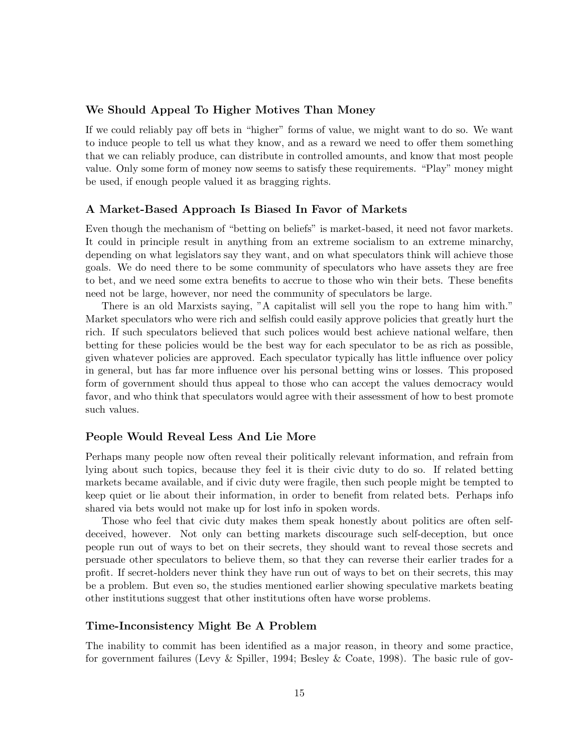### We Should Appeal To Higher Motives Than Money

If we could reliably pay off bets in "higher" forms of value, we might want to do so. We want to induce people to tell us what they know, and as a reward we need to offer them something that we can reliably produce, can distribute in controlled amounts, and know that most people value. Only some form of money now seems to satisfy these requirements. "Play" money might be used, if enough people valued it as bragging rights.

### A Market-Based Approach Is Biased In Favor of Markets

Even though the mechanism of "betting on beliefs" is market-based, it need not favor markets. It could in principle result in anything from an extreme socialism to an extreme minarchy, depending on what legislators say they want, and on what speculators think will achieve those goals. We do need there to be some community of speculators who have assets they are free to bet, and we need some extra benefits to accrue to those who win their bets. These benefits need not be large, however, nor need the community of speculators be large.

There is an old Marxists saying, "A capitalist will sell you the rope to hang him with." Market speculators who were rich and selfish could easily approve policies that greatly hurt the rich. If such speculators believed that such polices would best achieve national welfare, then betting for these policies would be the best way for each speculator to be as rich as possible, given whatever policies are approved. Each speculator typically has little influence over policy in general, but has far more influence over his personal betting wins or losses. This proposed form of government should thus appeal to those who can accept the values democracy would favor, and who think that speculators would agree with their assessment of how to best promote such values.

### People Would Reveal Less And Lie More

Perhaps many people now often reveal their politically relevant information, and refrain from lying about such topics, because they feel it is their civic duty to do so. If related betting markets became available, and if civic duty were fragile, then such people might be tempted to keep quiet or lie about their information, in order to benefit from related bets. Perhaps info shared via bets would not make up for lost info in spoken words.

Those who feel that civic duty makes them speak honestly about politics are often self-deceived, however. Not only can betting markets discourage such self-deception, but once people run out of ways to bet on their secrets, they should want to reveal those secrets and persuade other speculators to believe them, so that they can reverse their earlier trades for a profit. If secret-holders never think they have run out of ways to bet on their secrets, this may be a problem. But even so, the studies mentioned earlier showing speculative markets beating other institutions suggest that other institutions often have worse problems.

### Time-Inconsistency Might Be A Problem

The inability to commit has been identified as a major reason, in theory and some practice, for government failures (Levy & Spiller, 1994; Besley & Coate, 1998). The basic rule of gov-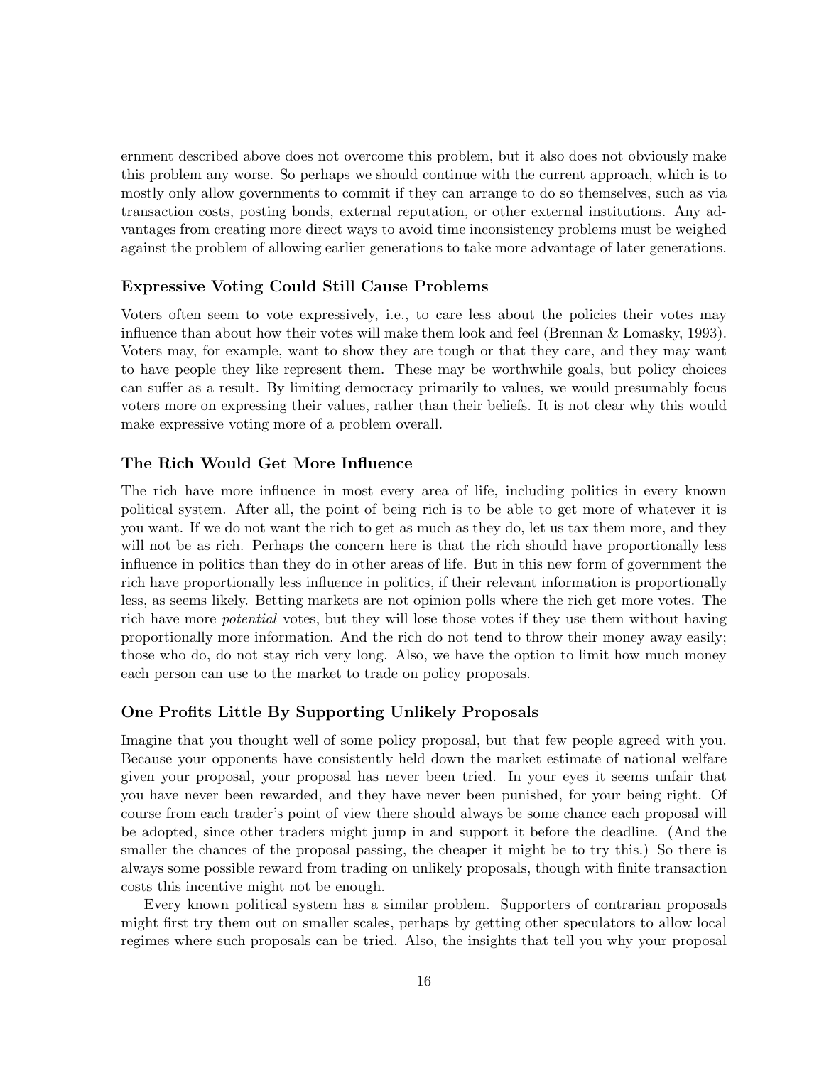ernment described above does not overcome this problem, but it also does not obviously make this problem any worse. So perhaps we should continue with the current approach, which is to mostly only allow governments to commit if they can arrange to do so themselves, such as via transaction costs, posting bonds, external reputation, or other external institutions. Any advantages from creating more direct ways to avoid time inconsistency problems must be weighed against the problem of allowing earlier generations to take more advantage of later generations.

### Expressive Voting Could Still Cause Problems

Voters often seem to vote expressively, i.e., to care less about the policies their votes may influence than about how their votes will make them look and feel (Brennan & Lomasky, 1993). Voters may, for example, want to show they are tough or that they care, and they may want to have people they like represent them. These may be worthwhile goals, but policy choices can suffer as a result. By limiting democracy primarily to values, we would presumably focus voters more on expressing their values, rather than their beliefs. It is not clear why this would make expressive voting more of a problem overall.

### The Rich Would Get More Influence

The rich have more influence in most every area of life, including politics in every known political system. After all, the point of being rich is to be able to get more of whatever it is you want. If we do not want the rich to get as much as they do, let us tax them more, and they will not be as rich. Perhaps the concern here is that the rich should have proportionally less influence in politics than they do in other areas of life. But in this new form of government the rich have proportionally less influence in politics, if their relevant information is proportionally less, as seems likely. Betting markets are not opinion polls where the rich get more votes. The rich have more *potential* votes, but they will lose those votes if they use them without having proportionally more information. And the rich do not tend to throw their money away easily; those who do, do not stay rich very long. Also, we have the option to limit how much money each person can use to the market to trade on policy proposals.

### One Profits Little By Supporting Unlikely Proposals

Imagine that you thought well of some policy proposal, but that few people agreed with you. Because your opponents have consistently held down the market estimate of national welfare given your proposal, your proposal has never been tried. In your eyes it seems unfair that you have never been rewarded, and they have never been punished, for your being right. Of course from each trader's point of view there should always be some chance each proposal will be adopted, since other traders might jump in and support it before the deadline. (And the smaller the chances of the proposal passing, the cheaper it might be to try this.) So there is always some possible reward from trading on unlikely proposals, though with finite transaction costs this incentive might not be enough.

Every known political system has a similar problem. Supporters of contrarian proposals might first try them out on smaller scales, perhaps by getting other speculators to allow local regimes where such proposals can be tried. Also, the insights that tell you why your proposal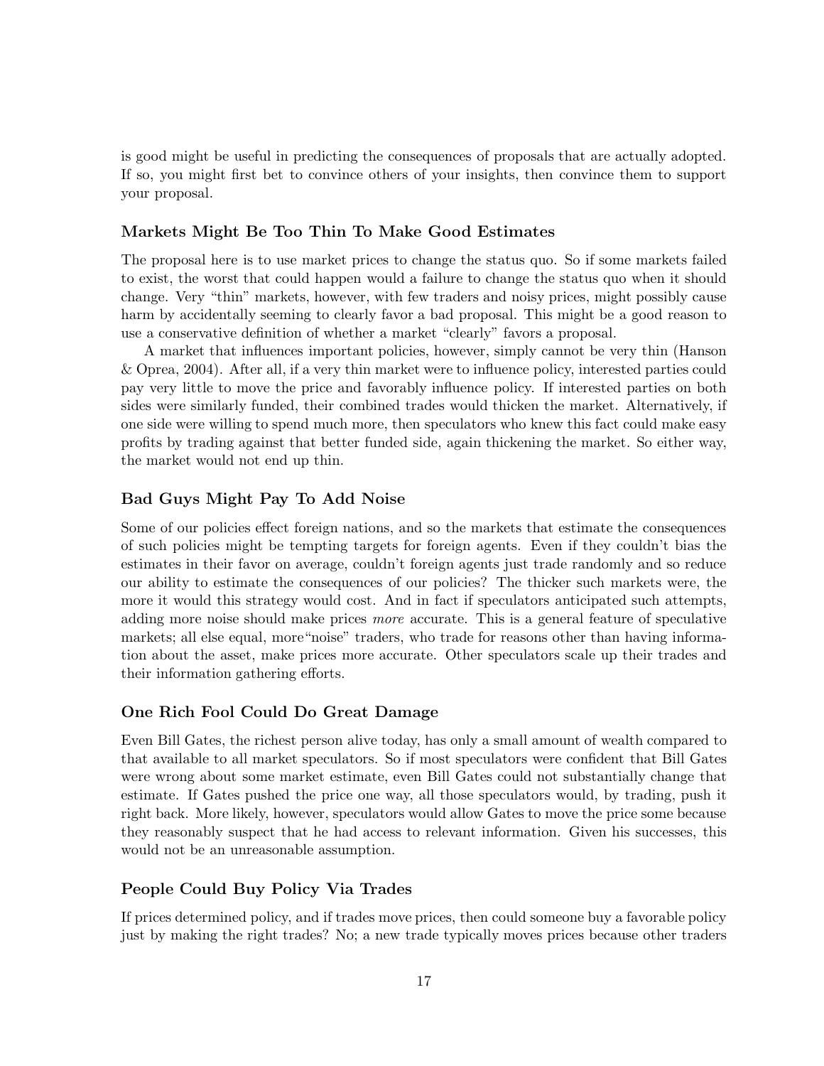is good might be useful in predicting the consequences of proposals that are actually adopted. If so, you might first bet to convince others of your insights, then convince them to support your proposal.

### Markets Might Be Too Thin To Make Good Estimates

The proposal here is to use market prices to change the status quo. So if some markets failed to exist, the worst that could happen would a failure to change the status quo when it should change. Very "thin" markets, however, with few traders and noisy prices, might possibly cause harm by accidentally seeming to clearly favor a bad proposal. This might be a good reason to use a conservative definition of whether a market "clearly" favors a proposal.

A market that influences important policies, however, simply cannot be very thin (Hanson & Oprea, 2004). After all, if a very thin market were to influence policy, interested parties could pay very little to move the price and favorably influence policy. If interested parties on both sides were similarly funded, their combined trades would thicken the market. Alternatively, if one side were willing to spend much more, then speculators who knew this fact could make easy profits by trading against that better funded side, again thickening the market. So either way, the market would not end up thin.

### Bad Guys Might Pay To Add Noise

Some of our policies effect foreign nations, and so the markets that estimate the consequences of such policies might be tempting targets for foreign agents. Even if they couldn't bias the estimates in their favor on average, couldn't foreign agents just trade randomly and so reduce our ability to estimate the consequences of our policies? The thicker such markets were, the more it would this strategy would cost. And in fact if speculators anticipated such attempts, adding more noise should make prices *more* accurate. This is a general feature of speculative markets; all else equal, more"noise" traders, who trade for reasons other than having information about the asset, make prices more accurate. Other speculators scale up their trades and their information gathering efforts.

### One Rich Fool Could Do Great Damage

Even Bill Gates, the richest person alive today, has only a small amount of wealth compared to that available to all market speculators. So if most speculators were confident that Bill Gates were wrong about some market estimate, even Bill Gates could not substantially change that estimate. If Gates pushed the price one way, all those speculators would, by trading, push it right back. More likely, however, speculators would allow Gates to move the price some because they reasonably suspect that he had access to relevant information. Given his successes, this would not be an unreasonable assumption.

### People Could Buy Policy Via Trades

If prices determined policy, and if trades move prices, then could someone buy a favorable policy just by making the right trades? No; a new trade typically moves prices because other traders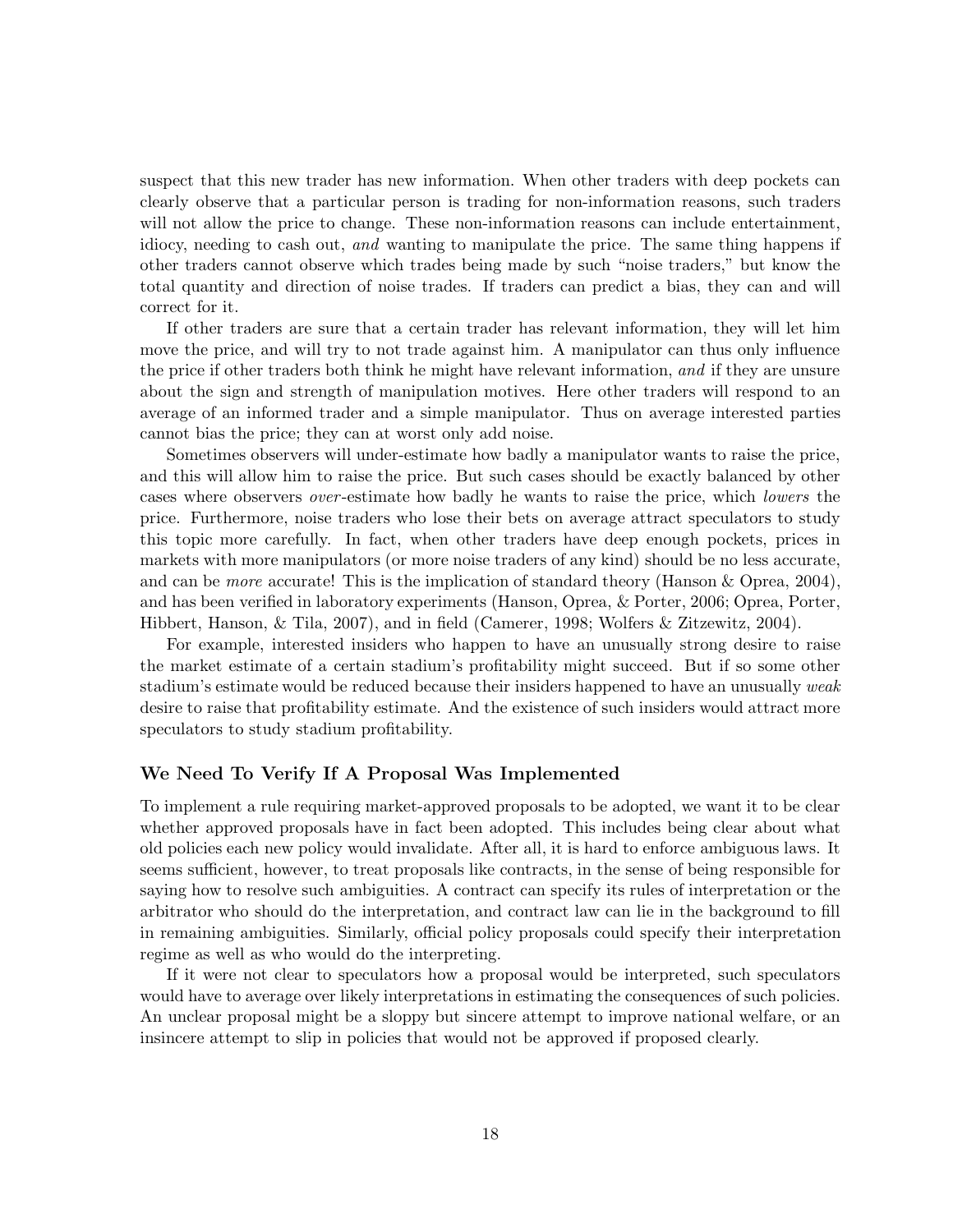suspect that this new trader has new information. When other traders with deep pockets can clearly observe that a particular person is trading for non-information reasons, such traders will not allow the price to change. These non-information reasons can include entertainment, idiocy, needing to cash out, *and* wanting to manipulate the price. The same thing happens if other traders cannot observe which trades being made by such "noise traders," but know the total quantity and direction of noise trades. If traders can predict a bias, they can and will correct for it.

If other traders are sure that a certain trader has relevant information, they will let him move the price, and will try to not trade against him. A manipulator can thus only influence the price if other traders both think he might have relevant information, *and* if they are unsure about the sign and strength of manipulation motives. Here other traders will respond to an average of an informed trader and a simple manipulator. Thus on average interested parties cannot bias the price; they can at worst only add noise.

Sometimes observers will under-estimate how badly a manipulator wants to raise the price, and this will allow him to raise the price. But such cases should be exactly balanced by other cases where observers *over*-estimate how badly he wants to raise the price, which *lowers* the price. Furthermore, noise traders who lose their bets on average attract speculators to study this topic more carefully. In fact, when other traders have deep enough pockets, prices in markets with more manipulators (or more noise traders of any kind) should be no less accurate, and can be *more* accurate! This is the implication of standard theory (Hanson & Oprea, 2004), and has been verified in laboratory experiments (Hanson, Oprea, & Porter, 2006; Oprea, Porter, Hibbert, Hanson, & Tila, 2007), and in field (Camerer, 1998; Wolfers & Zitzewitz, 2004).

For example, interested insiders who happen to have an unusually strong desire to raise the market estimate of a certain stadium's profitability might succeed. But if so some other stadium's estimate would be reduced because their insiders happened to have an unusually *weak* desire to raise that profitability estimate. And the existence of such insiders would attract more speculators to study stadium profitability.

### We Need To Verify If A Proposal Was Implemented

To implement a rule requiring market-approved proposals to be adopted, we want it to be clear whether approved proposals have in fact been adopted. This includes being clear about what old policies each new policy would invalidate. After all, it is hard to enforce ambiguous laws. It seems sufficient, however, to treat proposals like contracts, in the sense of being responsible for saying how to resolve such ambiguities. A contract can specify its rules of interpretation or the arbitrator who should do the interpretation, and contract law can lie in the background to fill in remaining ambiguities. Similarly, official policy proposals could specify their interpretation regime as well as who would do the interpreting.

If it were not clear to speculators how a proposal would be interpreted, such speculators would have to average over likely interpretations in estimating the consequences of such policies. An unclear proposal might be a sloppy but sincere attempt to improve national welfare, or an insincere attempt to slip in policies that would not be approved if proposed clearly.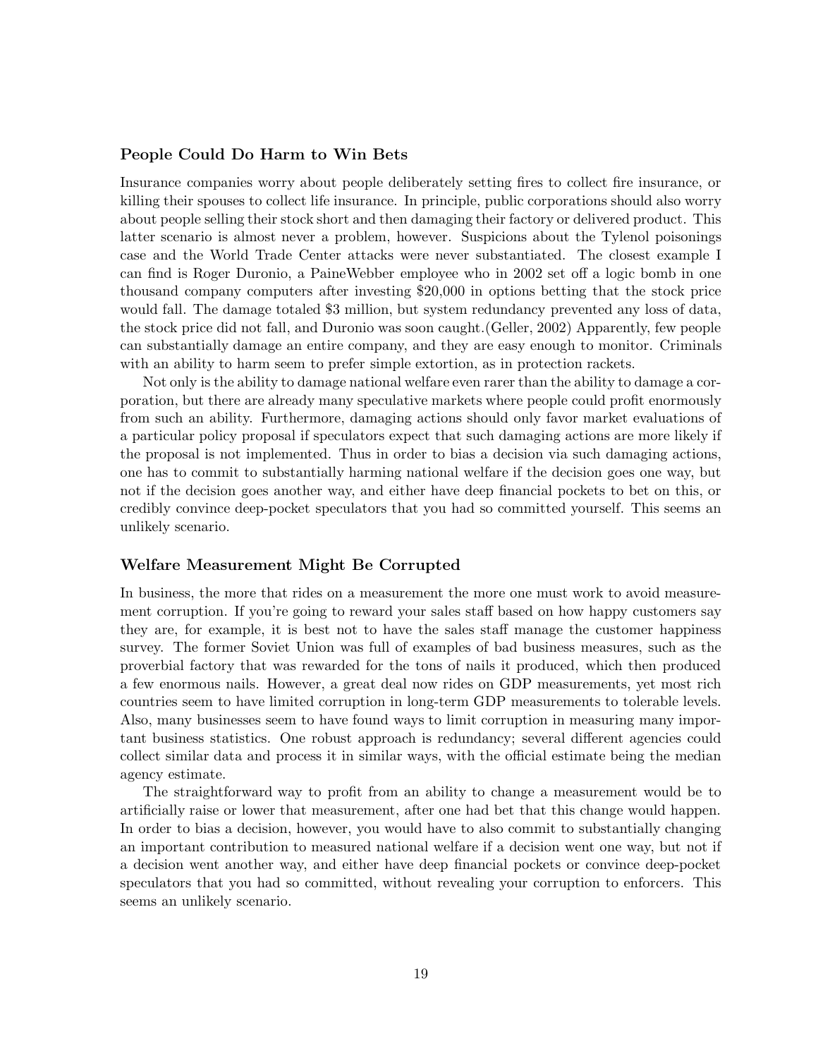### People Could Do Harm to Win Bets

Insurance companies worry about people deliberately setting fires to collect fire insurance, or killing their spouses to collect life insurance. In principle, public corporations should also worry about people selling their stock short and then damaging their factory or delivered product. This latter scenario is almost never a problem, however. Suspicions about the Tylenol poisonings case and the World Trade Center attacks were never substantiated. The closest example I can find is Roger Duronio, a PaineWebber employee who in 2002 set off a logic bomb in one thousand company computers after investing $20,000 in options betting that the stock price would fall. The damage totaled $3 million, but system redundancy prevented any loss of data, the stock price did not fall, and Duronio was soon caught.(Geller, 2002) Apparently, few people can substantially damage an entire company, and they are easy enough to monitor. Criminals with an ability to harm seem to prefer simple extortion, as in protection rackets.

Not only is the ability to damage national welfare even rarer than the ability to damage a corporation, but there are already many speculative markets where people could profit enormously from such an ability. Furthermore, damaging actions should only favor market evaluations of a particular policy proposal if speculators expect that such damaging actions are more likely if the proposal is not implemented. Thus in order to bias a decision via such damaging actions, one has to commit to substantially harming national welfare if the decision goes one way, but not if the decision goes another way, and either have deep financial pockets to bet on this, or credibly convince deep-pocket speculators that you had so committed yourself. This seems an unlikely scenario.

### Welfare Measurement Might Be Corrupted

In business, the more that rides on a measurement the more one must work to avoid measurement corruption. If you're going to reward your sales staff based on how happy customers say they are, for example, it is best not to have the sales staff manage the customer happiness survey. The former Soviet Union was full of examples of bad business measures, such as the proverbial factory that was rewarded for the tons of nails it produced, which then produced a few enormous nails. However, a great deal now rides on GDP measurements, yet most rich countries seem to have limited corruption in long-term GDP measurements to tolerable levels. Also, many businesses seem to have found ways to limit corruption in measuring many important business statistics. One robust approach is redundancy; several different agencies could collect similar data and process it in similar ways, with the official estimate being the median agency estimate.

The straightforward way to profit from an ability to change a measurement would be to artificially raise or lower that measurement, after one had bet that this change would happen. In order to bias a decision, however, you would have to also commit to substantially changing an important contribution to measured national welfare if a decision went one way, but not if a decision went another way, and either have deep financial pockets or convince deep-pocket speculators that you had so committed, without revealing your corruption to enforcers. This seems an unlikely scenario.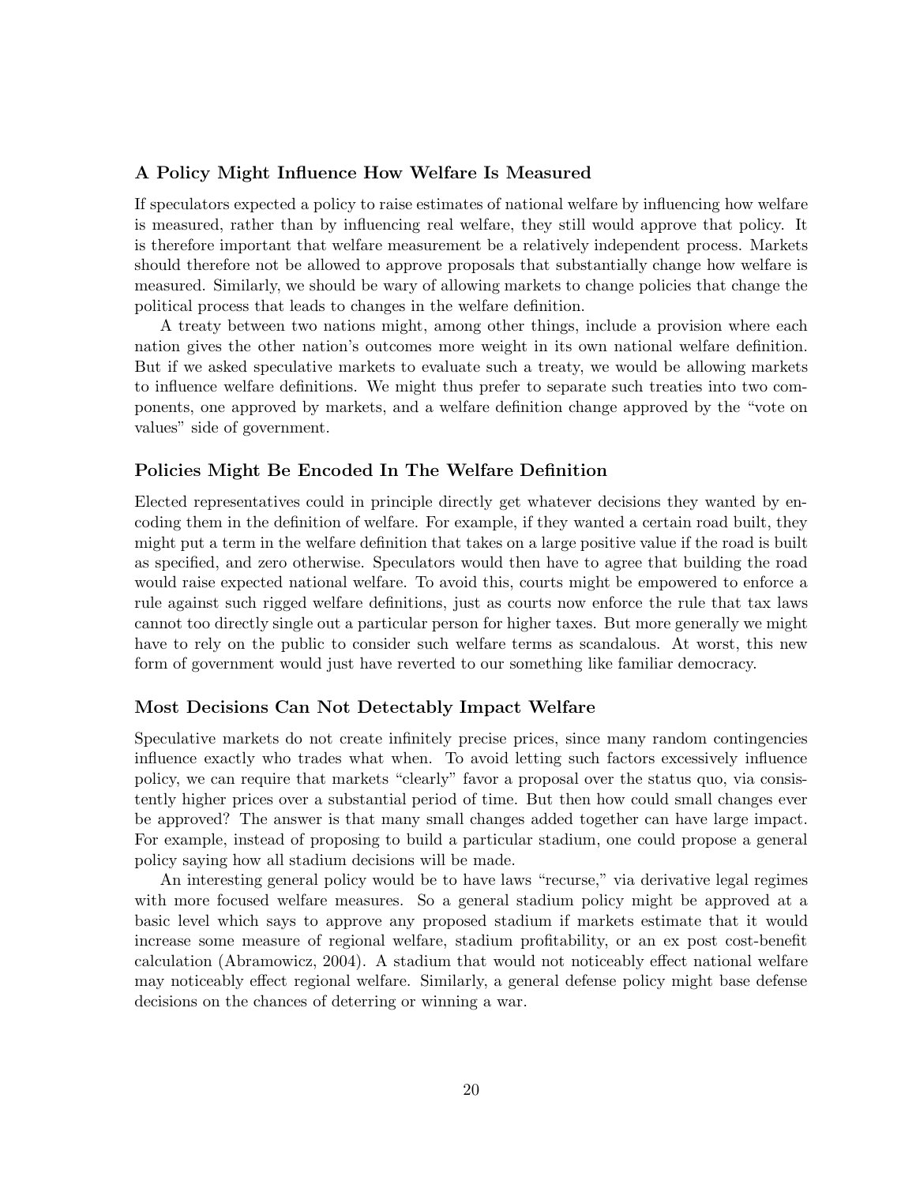### A Policy Might Influence How Welfare Is Measured

If speculators expected a policy to raise estimates of national welfare by influencing how welfare is measured, rather than by influencing real welfare, they still would approve that policy. It is therefore important that welfare measurement be a relatively independent process. Markets should therefore not be allowed to approve proposals that substantially change how welfare is measured. Similarly, we should be wary of allowing markets to change policies that change the political process that leads to changes in the welfare definition.

A treaty between two nations might, among other things, include a provision where each nation gives the other nation's outcomes more weight in its own national welfare definition. But if we asked speculative markets to evaluate such a treaty, we would be allowing markets to influence welfare definitions. We might thus prefer to separate such treaties into two components, one approved by markets, and a welfare definition change approved by the "vote on values" side of government.

### Policies Might Be Encoded In The Welfare Definition

Elected representatives could in principle directly get whatever decisions they wanted by encoding them in the definition of welfare. For example, if they wanted a certain road built, they might put a term in the welfare definition that takes on a large positive value if the road is built as specified, and zero otherwise. Speculators would then have to agree that building the road would raise expected national welfare. To avoid this, courts might be empowered to enforce a rule against such rigged welfare definitions, just as courts now enforce the rule that tax laws cannot too directly single out a particular person for higher taxes. But more generally we might have to rely on the public to consider such welfare terms as scandalous. At worst, this new form of government would just have reverted to our something like familiar democracy.

### Most Decisions Can Not Detectably Impact Welfare

Speculative markets do not create infinitely precise prices, since many random contingencies influence exactly who trades what when. To avoid letting such factors excessively influence policy, we can require that markets "clearly" favor a proposal over the status quo, via consistently higher prices over a substantial period of time. But then how could small changes ever be approved? The answer is that many small changes added together can have large impact. For example, instead of proposing to build a particular stadium, one could propose a general policy saying how all stadium decisions will be made.

An interesting general policy would be to have laws "recurse," via derivative legal regimes with more focused welfare measures. So a general stadium policy might be approved at a basic level which says to approve any proposed stadium if markets estimate that it would increase some measure of regional welfare, stadium profitability, or an ex post cost-benefit calculation (Abramowicz, 2004). A stadium that would not noticeably effect national welfare may noticeably effect regional welfare. Similarly, a general defense policy might base defense decisions on the chances of deterring or winning a war.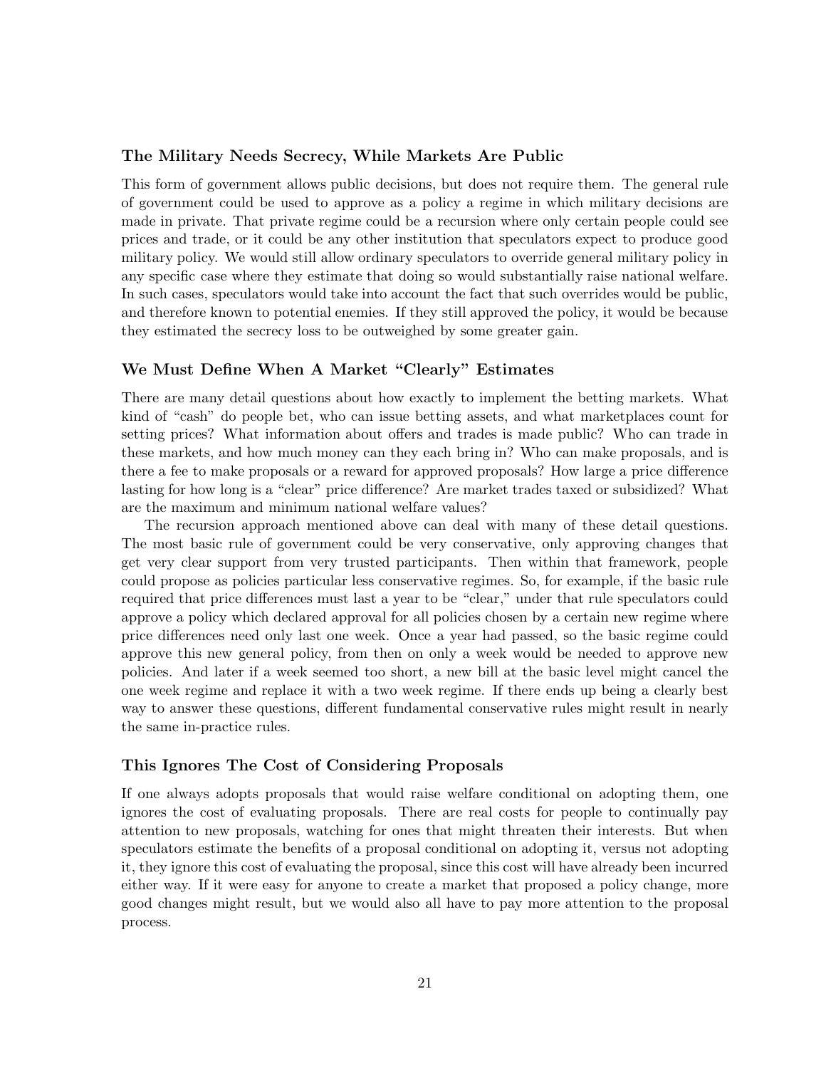### The Military Needs Secrecy, While Markets Are Public

This form of government allows public decisions, but does not require them. The general rule of government could be used to approve as a policy a regime in which military decisions are made in private. That private regime could be a recursion where only certain people could see prices and trade, or it could be any other institution that speculators expect to produce good military policy. We would still allow ordinary speculators to override general military policy in any specific case where they estimate that doing so would substantially raise national welfare. In such cases, speculators would take into account the fact that such overrides would be public, and therefore known to potential enemies. If they still approved the policy, it would be because they estimated the secrecy loss to be outweighed by some greater gain.

### We Must Define When A Market "Clearly" Estimates

There are many detail questions about how exactly to implement the betting markets. What kind of "cash" do people bet, who can issue betting assets, and what marketplaces count for setting prices? What information about offers and trades is made public? Who can trade in these markets, and how much money can they each bring in? Who can make proposals, and is there a fee to make proposals or a reward for approved proposals? How large a price difference lasting for how long is a "clear" price difference? Are market trades taxed or subsidized? What are the maximum and minimum national welfare values?

The recursion approach mentioned above can deal with many of these detail questions. The most basic rule of government could be very conservative, only approving changes that get very clear support from very trusted participants. Then within that framework, people could propose as policies particular less conservative regimes. So, for example, if the basic rule required that price differences must last a year to be "clear," under that rule speculators could approve a policy which declared approval for all policies chosen by a certain new regime where price differences need only last one week. Once a year had passed, so the basic regime could approve this new general policy, from then on only a week would be needed to approve new policies. And later if a week seemed too short, a new bill at the basic level might cancel the one week regime and replace it with a two week regime. If there ends up being a clearly best way to answer these questions, different fundamental conservative rules might result in nearly the same in-practice rules.

### This Ignores The Cost of Considering Proposals

If one always adopts proposals that would raise welfare conditional on adopting them, one ignores the cost of evaluating proposals. There are real costs for people to continually pay attention to new proposals, watching for ones that might threaten their interests. But when speculators estimate the benefits of a proposal conditional on adopting it, versus not adopting it, they ignore this cost of evaluating the proposal, since this cost will have already been incurred either way. If it were easy for anyone to create a market that proposed a policy change, more good changes might result, but we would also all have to pay more attention to the proposal process.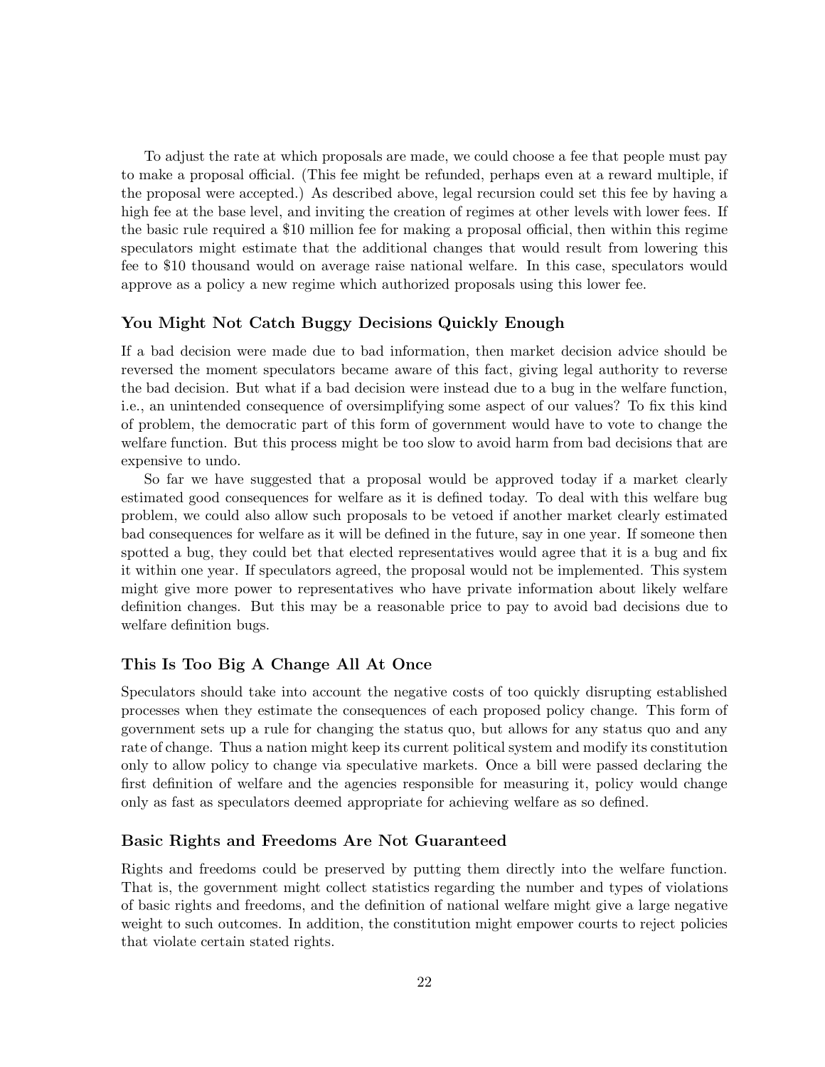To adjust the rate at which proposals are made, we could choose a fee that people must pay to make a proposal official. (This fee might be refunded, perhaps even at a reward multiple, if the proposal were accepted.) As described above, legal recursion could set this fee by having a high fee at the base level, and inviting the creation of regimes at other levels with lower fees. If the basic rule required a $10 million fee for making a proposal official, then within this regime speculators might estimate that the additional changes that would result from lowering this fee to $10 thousand would on average raise national welfare. In this case, speculators would approve as a policy a new regime which authorized proposals using this lower fee.

### You Might Not Catch Buggy Decisions Quickly Enough

If a bad decision were made due to bad information, then market decision advice should be reversed the moment speculators became aware of this fact, giving legal authority to reverse the bad decision. But what if a bad decision were instead due to a bug in the welfare function, i.e., an unintended consequence of oversimplifying some aspect of our values? To fix this kind of problem, the democratic part of this form of government would have to vote to change the welfare function. But this process might be too slow to avoid harm from bad decisions that are expensive to undo.

So far we have suggested that a proposal would be approved today if a market clearly estimated good consequences for welfare as it is defined today. To deal with this welfare bug problem, we could also allow such proposals to be vetoed if another market clearly estimated bad consequences for welfare as it will be defined in the future, say in one year. If someone then spotted a bug, they could bet that elected representatives would agree that it is a bug and fix it within one year. If speculators agreed, the proposal would not be implemented. This system might give more power to representatives who have private information about likely welfare definition changes. But this may be a reasonable price to pay to avoid bad decisions due to welfare definition bugs.

### This Is Too Big A Change All At Once

Speculators should take into account the negative costs of too quickly disrupting established processes when they estimate the consequences of each proposed policy change. This form of government sets up a rule for changing the status quo, but allows for any status quo and any rate of change. Thus a nation might keep its current political system and modify its constitution only to allow policy to change via speculative markets. Once a bill were passed declaring the first definition of welfare and the agencies responsible for measuring it, policy would change only as fast as speculators deemed appropriate for achieving welfare as so defined.

### Basic Rights and Freedoms Are Not Guaranteed

Rights and freedoms could be preserved by putting them directly into the welfare function. That is, the government might collect statistics regarding the number and types of violations of basic rights and freedoms, and the definition of national welfare might give a large negative weight to such outcomes. In addition, the constitution might empower courts to reject policies that violate certain stated rights.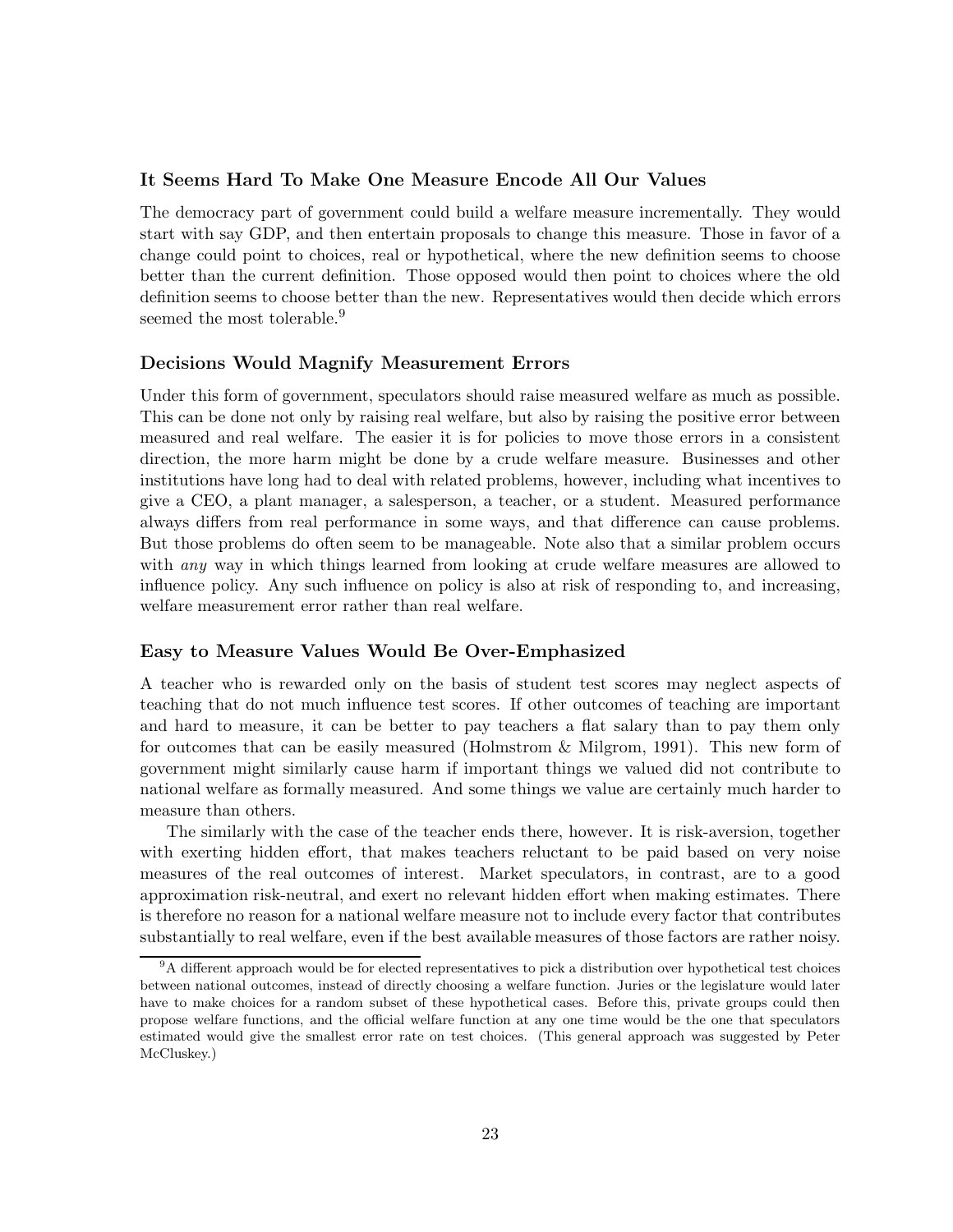### It Seems Hard To Make One Measure Encode All Our Values

The democracy part of government could build a welfare measure incrementally. They would start with say GDP, and then entertain proposals to change this measure. Those in favor of a change could point to choices, real or hypothetical, where the new definition seems to choose better than the current definition. Those opposed would then point to choices where the old definition seems to choose better than the new. Representatives would then decide which errors seemed the most tolerable.[9]

### Decisions Would Magnify Measurement Errors

Under this form of government, speculators should raise measured welfare as much as possible. This can be done not only by raising real welfare, but also by raising the positive error between measured and real welfare. The easier it is for policies to move those errors in a consistent direction, the more harm might be done by a crude welfare measure. Businesses and other institutions have long had to deal with related problems, however, including what incentives to give a CEO, a plant manager, a salesperson, a teacher, or a student. Measured performance always differs from real performance in some ways, and that difference can cause problems. But those problems do often seem to be manageable. Note also that a similar problem occurs with *any* way in which things learned from looking at crude welfare measures are allowed to influence policy. Any such influence on policy is also at risk of responding to, and increasing, welfare measurement error rather than real welfare.

### Easy to Measure Values Would Be Over-Emphasized

A teacher who is rewarded only on the basis of student test scores may neglect aspects of teaching that do not much influence test scores. If other outcomes of teaching are important and hard to measure, it can be better to pay teachers a flat salary than to pay them only for outcomes that can be easily measured (Holmstrom & Milgrom, 1991). This new form of government might similarly cause harm if important things we valued did not contribute to national welfare as formally measured. And some things we value are certainly much harder to measure than others.

The similarly with the case of the teacher ends there, however. It is risk-aversion, together with exerting hidden effort, that makes teachers reluctant to be paid based on very noise measures of the real outcomes of interest. Market speculators, in contrast, are to a good approximation risk-neutral, and exert no relevant hidden effort when making estimates. There is therefore no reason for a national welfare measure not to include every factor that contributes substantially to real welfare, even if the best available measures of those factors are rather noisy.

[9] A different approach would be for elected representatives to pick a distribution over hypothetical test choices between national outcomes, instead of directly choosing a welfare function. Juries or the legislature would later have to make choices for a random subset of these hypothetical cases. Before this, private groups could then propose welfare functions, and the official welfare function at any one time would be the one that speculators estimated would give the smallest error rate on test choices. (This general approach was suggested by Peter McCluskey.)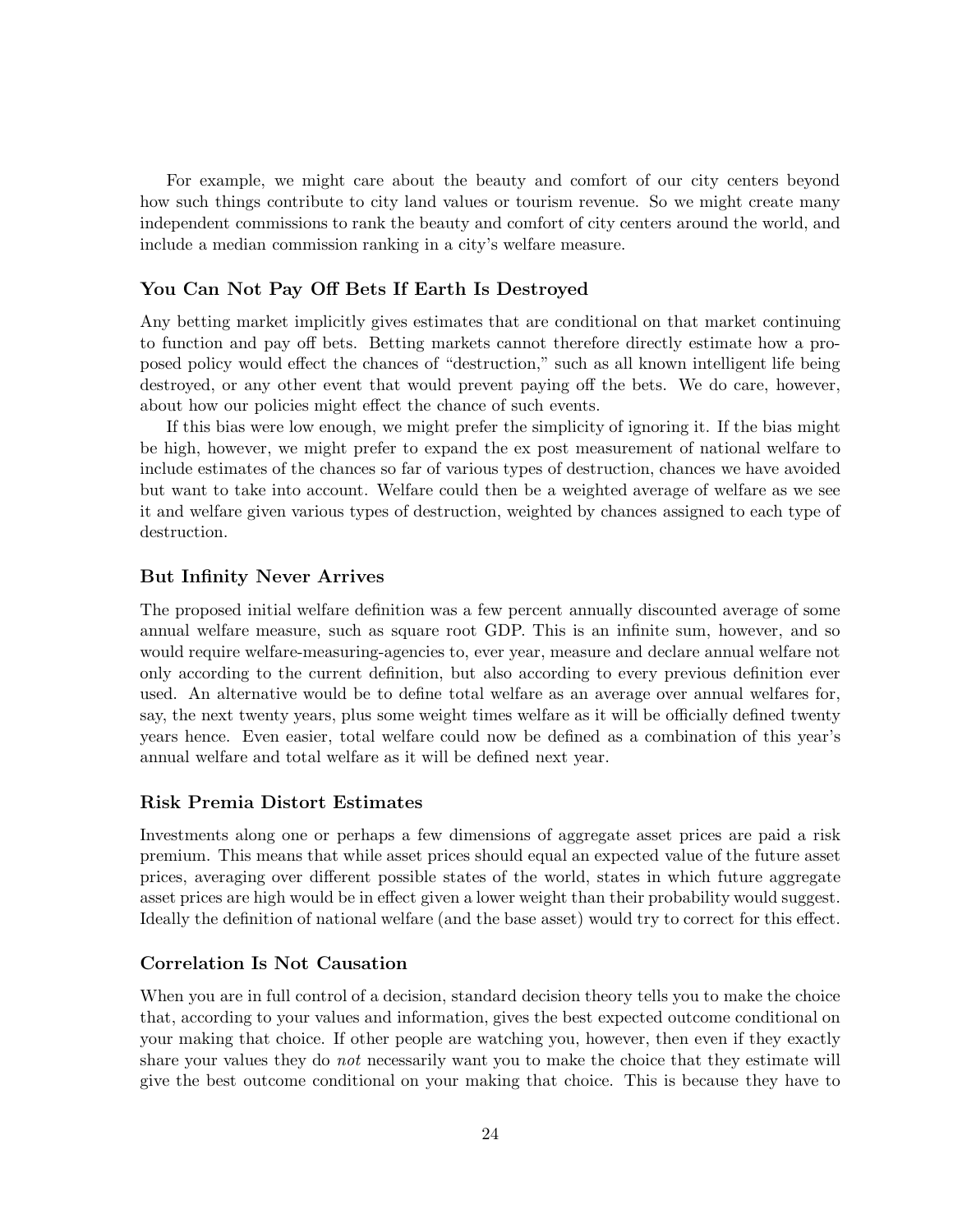For example, we might care about the beauty and comfort of our city centers beyond how such things contribute to city land values or tourism revenue. So we might create many independent commissions to rank the beauty and comfort of city centers around the world, and include a median commission ranking in a city's welfare measure.

### You Can Not Pay Off Bets If Earth Is Destroyed

Any betting market implicitly gives estimates that are conditional on that market continuing to function and pay off bets. Betting markets cannot therefore directly estimate how a proposed policy would effect the chances of "destruction," such as all known intelligent life being destroyed, or any other event that would prevent paying off the bets. We do care, however, about how our policies might effect the chance of such events.

If this bias were low enough, we might prefer the simplicity of ignoring it. If the bias might be high, however, we might prefer to expand the ex post measurement of national welfare to include estimates of the chances so far of various types of destruction, chances we have avoided but want to take into account. Welfare could then be a weighted average of welfare as we see it and welfare given various types of destruction, weighted by chances assigned to each type of destruction.

### But Infinity Never Arrives

The proposed initial welfare definition was a few percent annually discounted average of some annual welfare measure, such as square root GDP. This is an infinite sum, however, and so would require welfare-measuring-agencies to, ever year, measure and declare annual welfare not only according to the current definition, but also according to every previous definition ever used. An alternative would be to define total welfare as an average over annual welfares for, say, the next twenty years, plus some weight times welfare as it will be officially defined twenty years hence. Even easier, total welfare could now be defined as a combination of this year's annual welfare and total welfare as it will be defined next year.

### Risk Premia Distort Estimates

Investments along one or perhaps a few dimensions of aggregate asset prices are paid a risk premium. This means that while asset prices should equal an expected value of the future asset prices, averaging over different possible states of the world, states in which future aggregate asset prices are high would be in effect given a lower weight than their probability would suggest. Ideally the definition of national welfare (and the base asset) would try to correct for this effect.

### Correlation Is Not Causation

When you are in full control of a decision, standard decision theory tells you to make the choice that, according to your values and information, gives the best expected outcome conditional on your making that choice. If other people are watching you, however, then even if they exactly share your values they do *not* necessarily want you to make the choice that they estimate will give the best outcome conditional on your making that choice. This is because they have to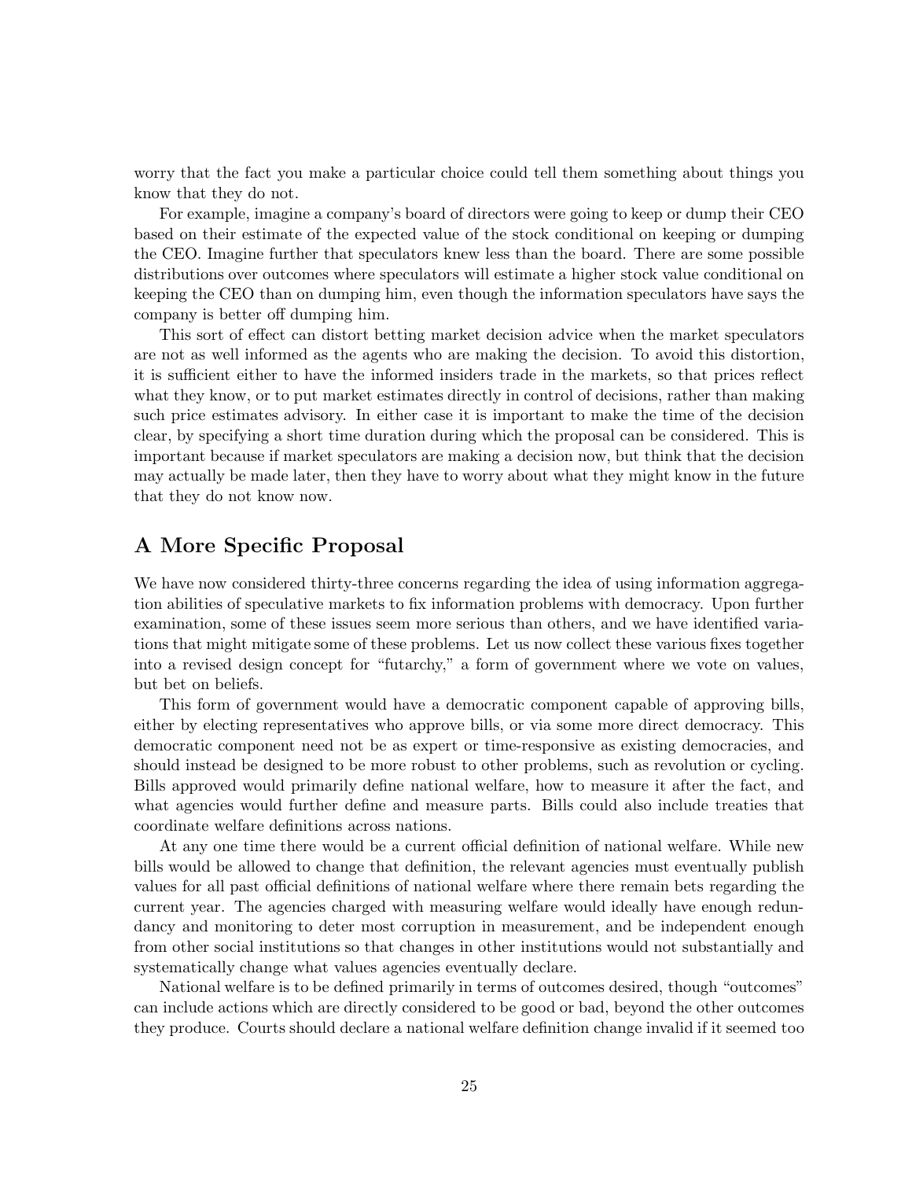worry that the fact you make a particular choice could tell them something about things you know that they do not.

For example, imagine a company's board of directors were going to keep or dump their CEO based on their estimate of the expected value of the stock conditional on keeping or dumping the CEO. Imagine further that speculators knew less than the board. There are some possible distributions over outcomes where speculators will estimate a higher stock value conditional on keeping the CEO than on dumping him, even though the information speculators have says the company is better off dumping him.

This sort of effect can distort betting market decision advice when the market speculators are not as well informed as the agents who are making the decision. To avoid this distortion, it is sufficient either to have the informed insiders trade in the markets, so that prices reflect what they know, or to put market estimates directly in control of decisions, rather than making such price estimates advisory. In either case it is important to make the time of the decision clear, by specifying a short time duration during which the proposal can be considered. This is important because if market speculators are making a decision now, but think that the decision may actually be made later, then they have to worry about what they might know in the future that they do not know now.

## A More Specific Proposal

We have now considered thirty-three concerns regarding the idea of using information aggregation abilities of speculative markets to fix information problems with democracy. Upon further examination, some of these issues seem more serious than others, and we have identified variations that might mitigate some of these problems. Let us now collect these various fixes together into a revised design concept for "futarchy," a form of government where we vote on values, but bet on beliefs.

This form of government would have a democratic component capable of approving bills, either by electing representatives who approve bills, or via some more direct democracy. This democratic component need not be as expert or time-responsive as existing democracies, and should instead be designed to be more robust to other problems, such as revolution or cycling. Bills approved would primarily define national welfare, how to measure it after the fact, and what agencies would further define and measure parts. Bills could also include treaties that coordinate welfare definitions across nations.

At any one time there would be a current official definition of national welfare. While new bills would be allowed to change that definition, the relevant agencies must eventually publish values for all past official definitions of national welfare where there remain bets regarding the current year. The agencies charged with measuring welfare would ideally have enough redundancy and monitoring to deter most corruption in measurement, and be independent enough from other social institutions so that changes in other institutions would not substantially and systematically change what values agencies eventually declare.

National welfare is to be defined primarily in terms of outcomes desired, though "outcomes" can include actions which are directly considered to be good or bad, beyond the other outcomes they produce. Courts should declare a national welfare definition change invalid if it seemed too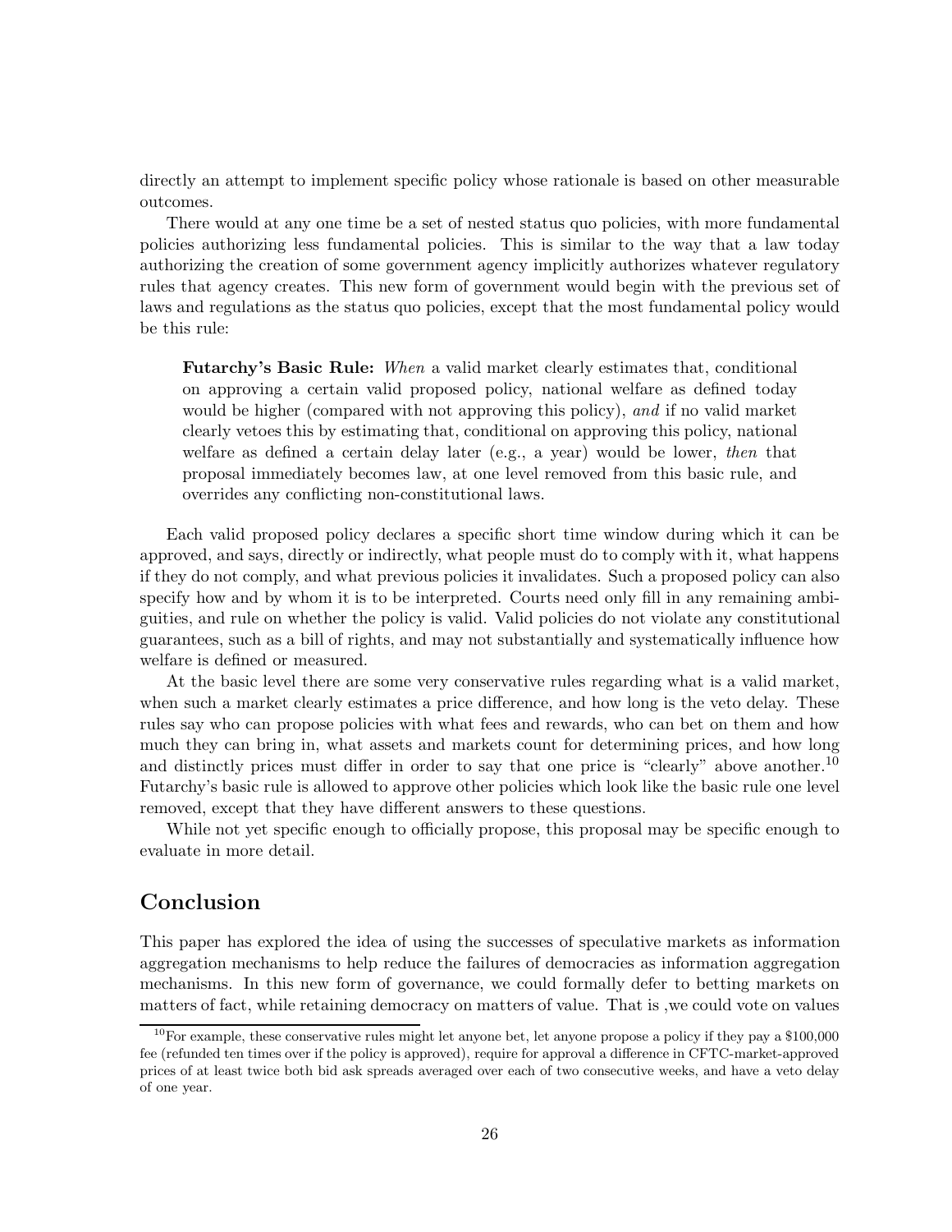directly an attempt to implement specific policy whose rationale is based on other measurable outcomes.

There would at any one time be a set of nested status quo policies, with more fundamental policies authorizing less fundamental policies. This is similar to the way that a law today authorizing the creation of some government agency implicitly authorizes whatever regulatory rules that agency creates. This new form of government would begin with the previous set of laws and regulations as the status quo policies, except that the most fundamental policy would be this rule:

> **Futarchy's Basic Rule:** *When* a valid market clearly estimates that, conditional on approving a certain valid proposed policy, national welfare as defined today would be higher (compared with not approving this policy), *and* if no valid market clearly vetoes this by estimating that, conditional on approving this policy, national welfare as defined a certain delay later (e.g., a year) would be lower, *then* that proposal immediately becomes law, at one level removed from this basic rule, and overrides any conflicting non-constitutional laws.

Each valid proposed policy declares a specific short time window during which it can be approved, and says, directly or indirectly, what people must do to comply with it, what happens if they do not comply, and what previous policies it invalidates. Such a proposed policy can also specify how and by whom it is to be interpreted. Courts need only fill in any remaining ambiguities, and rule on whether the policy is valid. Valid policies do not violate any constitutional guarantees, such as a bill of rights, and may not substantially and systematically influence how welfare is defined or measured.

At the basic level there are some very conservative rules regarding what is a valid market, when such a market clearly estimates a price difference, and how long is the veto delay. These rules say who can propose policies with what fees and rewards, who can bet on them and how much they can bring in, what assets and markets count for determining prices, and how long and distinctly prices must differ in order to say that one price is "clearly" above another.[10] Futarchy's basic rule is allowed to approve other policies which look like the basic rule one level removed, except that they have different answers to these questions.

While not yet specific enough to officially propose, this proposal may be specific enough to evaluate in more detail.

## Conclusion

This paper has explored the idea of using the successes of speculative markets as information aggregation mechanisms to help reduce the failures of democracies as information aggregation mechanisms. In this new form of governance, we could formally defer to betting markets on matters of fact, while retaining democracy on matters of value. That is ,we could vote on values

[10] For example, these conservative rules might let anyone bet, let anyone propose a policy if they pay a $100,000 fee (refunded ten times over if the policy is approved), require for approval a difference in CFTC-market-approved prices of at least twice both bid ask spreads averaged over each of two consecutive weeks, and have a veto delay of one year.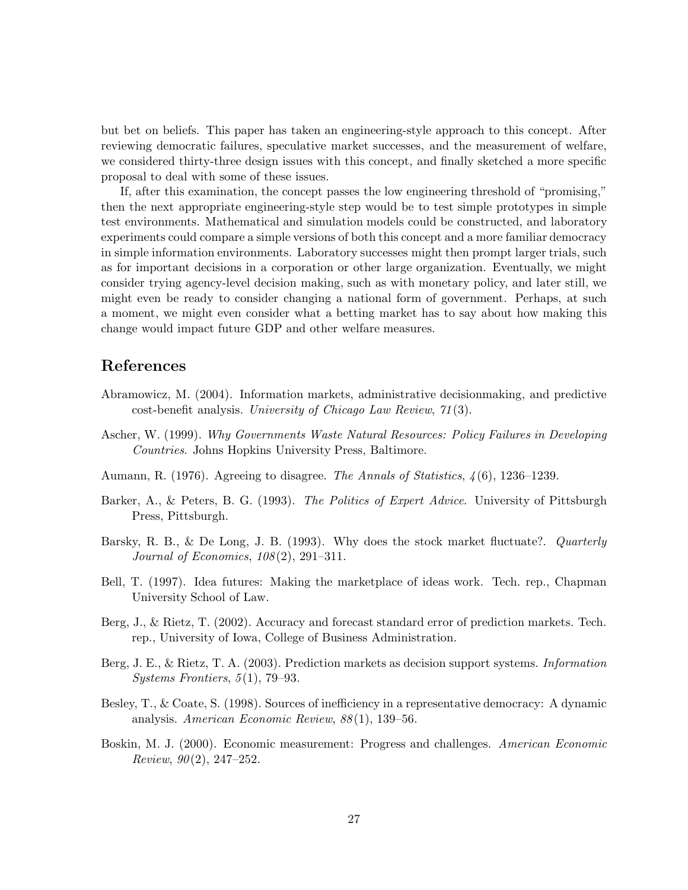but bet on beliefs. This paper has taken an engineering-style approach to this concept. After reviewing democratic failures, speculative market successes, and the measurement of welfare, we considered thirty-three design issues with this concept, and finally sketched a more specific proposal to deal with some of these issues.

If, after this examination, the concept passes the low engineering threshold of "promising," then the next appropriate engineering-style step would be to test simple prototypes in simple test environments. Mathematical and simulation models could be constructed, and laboratory experiments could compare a simple versions of both this concept and a more familiar democracy in simple information environments. Laboratory successes might then prompt larger trials, such as for important decisions in a corporation or other large organization. Eventually, we might consider trying agency-level decision making, such as with monetary policy, and later still, we might even be ready to consider changing a national form of government. Perhaps, at such a moment, we might even consider what a betting market has to say about how making this change would impact future GDP and other welfare measures.

## References

Abramowicz, M. (2004). Information markets, administrative decisionmaking, and predictive cost-benefit analysis. *University of Chicago Law Review*, *71*(3).

Ascher, W. (1999). *Why Governments Waste Natural Resources: Policy Failures in Developing Countries*. Johns Hopkins University Press, Baltimore.

Aumann, R. (1976). Agreeing to disagree. *The Annals of Statistics*, *4*(6), 1236–1239.

Barker, A., & Peters, B. G. (1993). *The Politics of Expert Advice*. University of Pittsburgh Press, Pittsburgh.

Barsky, R. B., & De Long, J. B. (1993). Why does the stock market fluctuate?. *Quarterly Journal of Economics*, *108*(2), 291–311.

Bell, T. (1997). Idea futures: Making the marketplace of ideas work. Tech. rep., Chapman University School of Law.

Berg, J., & Rietz, T. (2002). Accuracy and forecast standard error of prediction markets. Tech. rep., University of Iowa, College of Business Administration.

Berg, J. E., & Rietz, T. A. (2003). Prediction markets as decision support systems. *Information Systems Frontiers*, *5*(1), 79–93.

Besley, T., & Coate, S. (1998). Sources of inefficiency in a representative democracy: A dynamic analysis. *American Economic Review*, *88*(1), 139–56.

Boskin, M. J. (2000). Economic measurement: Progress and challenges. *American Economic Review*, *90*(2), 247–252.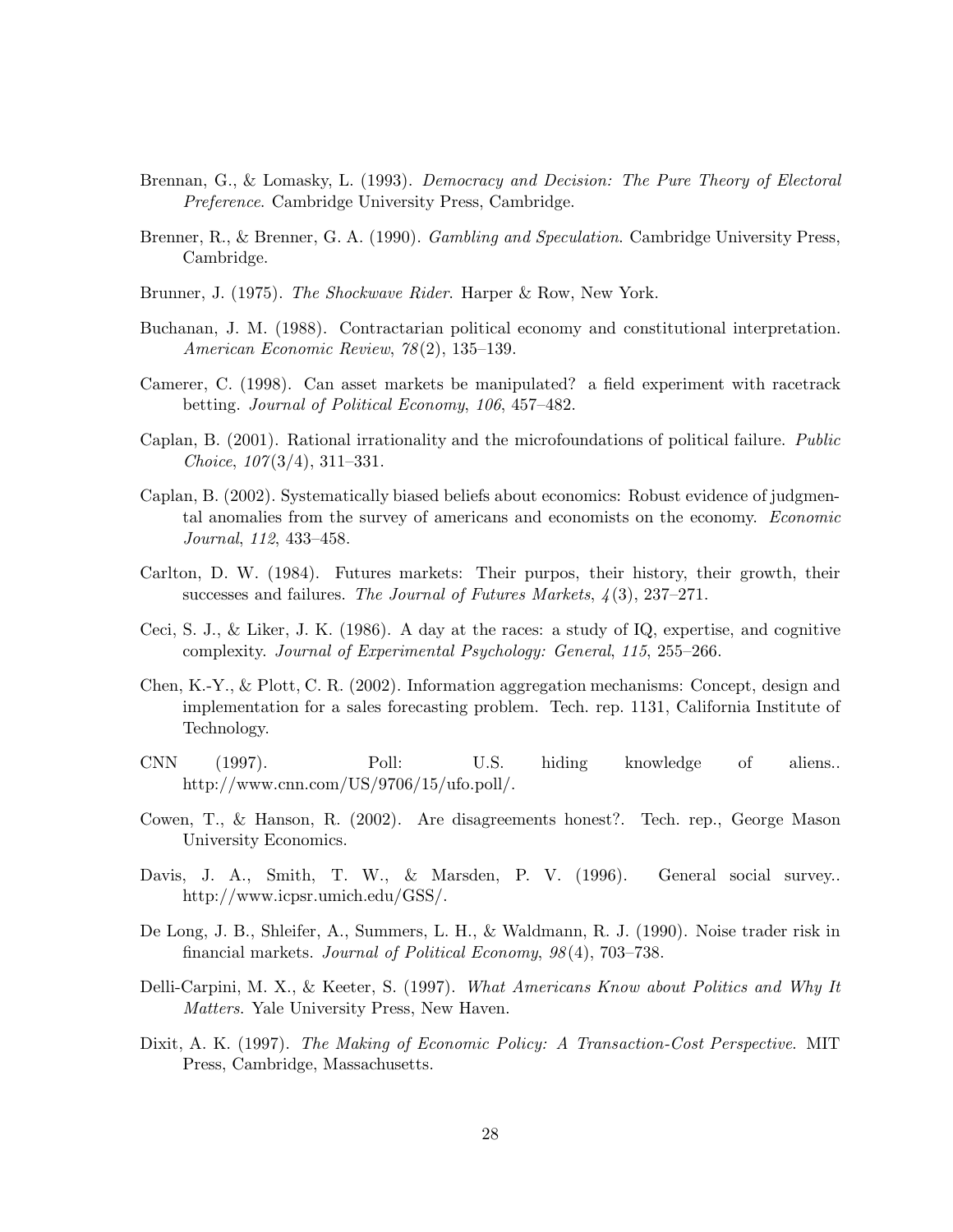Brennan, G., & Lomasky, L. (1993). *Democracy and Decision: The Pure Theory of Electoral Preference*. Cambridge University Press, Cambridge.

Brenner, R., & Brenner, G. A. (1990). *Gambling and Speculation*. Cambridge University Press, Cambridge.

Brunner, J. (1975). *The Shockwave Rider*. Harper & Row, New York.

Buchanan, J. M. (1988). Contractarian political economy and constitutional interpretation. *American Economic Review*, *78*(2), 135–139.

Camerer, C. (1998). Can asset markets be manipulated? a field experiment with racetrack betting. *Journal of Political Economy*, *106*, 457–482.

Caplan, B. (2001). Rational irrationality and the microfoundations of political failure. *Public Choice*, *107*(3/4), 311–331.

Caplan, B. (2002). Systematically biased beliefs about economics: Robust evidence of judgmental anomalies from the survey of americans and economists on the economy. *Economic Journal*, *112*, 433–458.

Carlton, D. W. (1984). Futures markets: Their purpos, their history, their growth, their successes and failures. *The Journal of Futures Markets*, *4*(3), 237–271.

Ceci, S. J., & Liker, J. K. (1986). A day at the races: a study of IQ, expertise, and cognitive complexity. *Journal of Experimental Psychology: General*, *115*, 255–266.

Chen, K.-Y., & Plott, C. R. (2002). Information aggregation mechanisms: Concept, design and implementation for a sales forecasting problem. Tech. rep. 1131, California Institute of Technology.

CNN (1997). Poll: U.S. hiding knowledge of aliens.. http://www.cnn.com/US/9706/15/ufo.poll/.

Cowen, T., & Hanson, R. (2002). Are disagreements honest?. Tech. rep., George Mason University Economics.

Davis, J. A., Smith, T. W., & Marsden, P. V. (1996). General social survey.. http://www.icpsr.umich.edu/GSS/.

De Long, J. B., Shleifer, A., Summers, L. H., & Waldmann, R. J. (1990). Noise trader risk in financial markets. *Journal of Political Economy*, *98*(4), 703–738.

Delli-Carpini, M. X., & Keeter, S. (1997). *What Americans Know about Politics and Why It Matters*. Yale University Press, New Haven.

Dixit, A. K. (1997). *The Making of Economic Policy: A Transaction-Cost Perspective*. MIT Press, Cambridge, Massachusetts.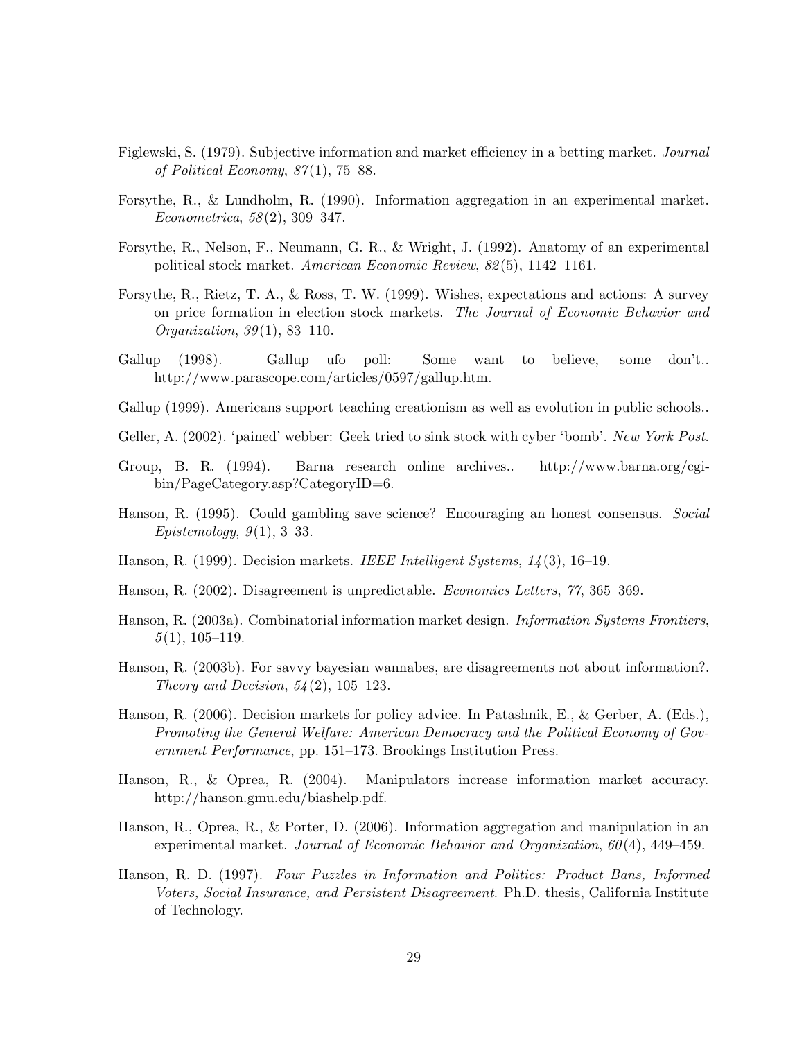Figlewski, S. (1979). Subjective information and market efficiency in a betting market. *Journal of Political Economy*, *87*(1), 75–88.

Forsythe, R., & Lundholm, R. (1990). Information aggregation in an experimental market. *Econometrica*, *58*(2), 309–347.

Forsythe, R., Nelson, F., Neumann, G. R., & Wright, J. (1992). Anatomy of an experimental political stock market. *American Economic Review*, *82*(5), 1142–1161.

Forsythe, R., Rietz, T. A., & Ross, T. W. (1999). Wishes, expectations and actions: A survey on price formation in election stock markets. *The Journal of Economic Behavior and Organization*, *39*(1), 83–110.

Gallup (1998). Gallup ufo poll: Some want to believe, some don't.. http://www.parascope.com/articles/0597/gallup.htm.

Gallup (1999). Americans support teaching creationism as well as evolution in public schools..

Geller, A. (2002). 'pained' webber: Geek tried to sink stock with cyber 'bomb'. *New York Post*.

Group, B. R. (1994). Barna research online archives.. http://www.barna.org/cgi-bin/PageCategory.asp?CategoryID=6.

Hanson, R. (1995). Could gambling save science? Encouraging an honest consensus. *Social Epistemology*, *9*(1), 3–33.

Hanson, R. (1999). Decision markets. *IEEE Intelligent Systems*, *14*(3), 16–19.

Hanson, R. (2002). Disagreement is unpredictable. *Economics Letters*, *77*, 365–369.

Hanson, R. (2003a). Combinatorial information market design. *Information Systems Frontiers*, *5*(1), 105–119.

Hanson, R. (2003b). For savvy bayesian wannabes, are disagreements not about information?. *Theory and Decision*, *54*(2), 105–123.

Hanson, R. (2006). Decision markets for policy advice. In Patashnik, E., & Gerber, A. (Eds.), *Promoting the General Welfare: American Democracy and the Political Economy of Government Performance*, pp. 151–173. Brookings Institution Press.

Hanson, R., & Oprea, R. (2004). Manipulators increase information market accuracy. http://hanson.gmu.edu/biashelp.pdf.

Hanson, R., Oprea, R., & Porter, D. (2006). Information aggregation and manipulation in an experimental market. *Journal of Economic Behavior and Organization*, *60*(4), 449–459.

Hanson, R. D. (1997). *Four Puzzles in Information and Politics: Product Bans, Informed Voters, Social Insurance, and Persistent Disagreement*. Ph.D. thesis, California Institute of Technology.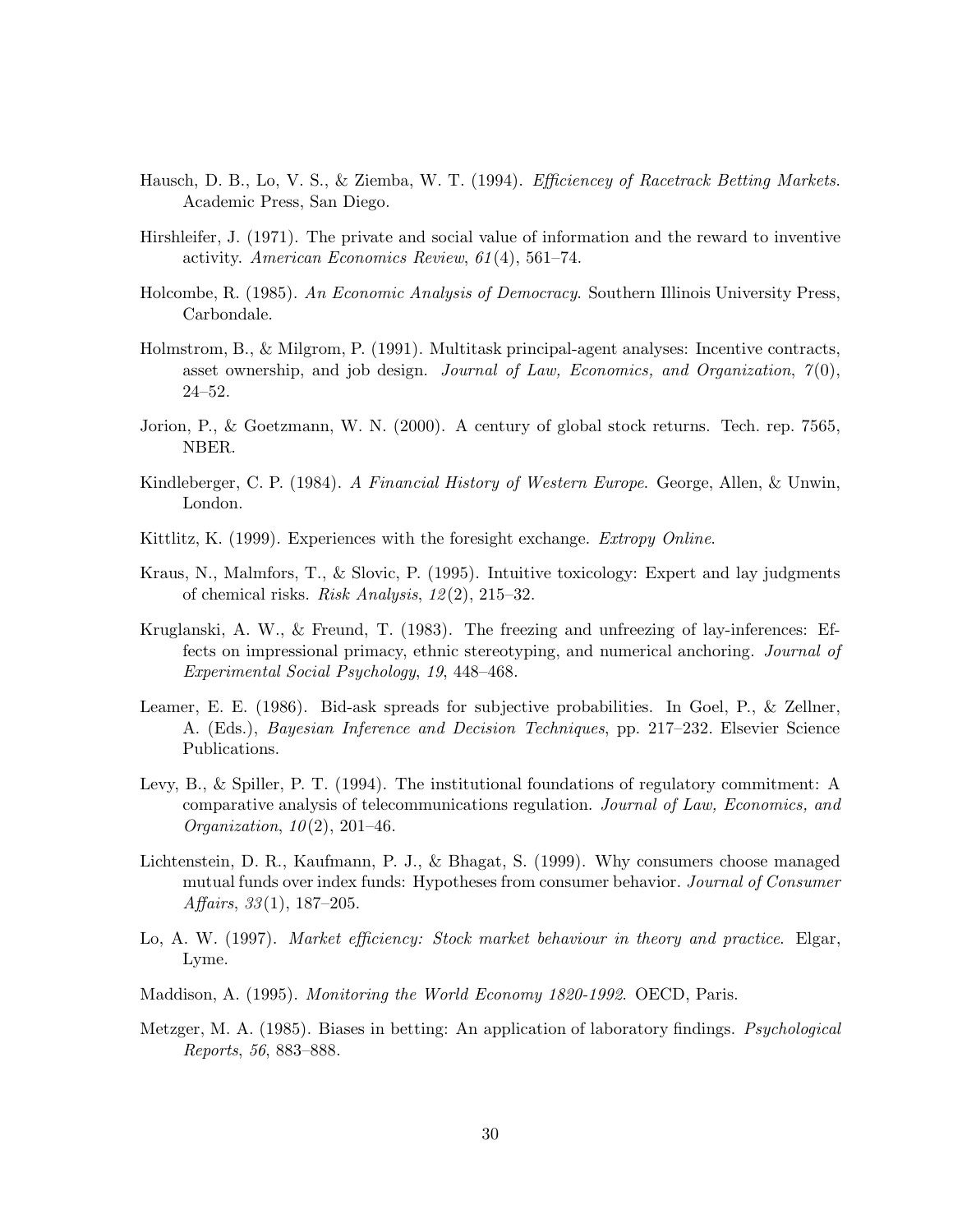Hausch, D. B., Lo, V. S., & Ziemba, W. T. (1994). *Efficiencey of Racetrack Betting Markets*. Academic Press, San Diego.

Hirshleifer, J. (1971). The private and social value of information and the reward to inventive activity. *American Economics Review*, *61*(4), 561–74.

Holcombe, R. (1985). *An Economic Analysis of Democracy*. Southern Illinois University Press, Carbondale.

Holmstrom, B., & Milgrom, P. (1991). Multitask principal-agent analyses: Incentive contracts, asset ownership, and job design. *Journal of Law, Economics, and Organization*, *7*(0), 24–52.

Jorion, P., & Goetzmann, W. N. (2000). A century of global stock returns. Tech. rep. 7565, NBER.

Kindleberger, C. P. (1984). *A Financial History of Western Europe*. George, Allen, & Unwin, London.

Kittlitz, K. (1999). Experiences with the foresight exchange. *Extropy Online*.

Kraus, N., Malmfors, T., & Slovic, P. (1995). Intuitive toxicology: Expert and lay judgments of chemical risks. *Risk Analysis*, *12*(2), 215–32.

Kruglanski, A. W., & Freund, T. (1983). The freezing and unfreezing of lay-inferences: Effects on impressional primacy, ethnic stereotyping, and numerical anchoring. *Journal of Experimental Social Psychology*, *19*, 448–468.

Leamer, E. E. (1986). Bid-ask spreads for subjective probabilities. In Goel, P., & Zellner, A. (Eds.), *Bayesian Inference and Decision Techniques*, pp. 217–232. Elsevier Science Publications.

Levy, B., & Spiller, P. T. (1994). The institutional foundations of regulatory commitment: A comparative analysis of telecommunications regulation. *Journal of Law, Economics, and Organization*, *10*(2), 201–46.

Lichtenstein, D. R., Kaufmann, P. J., & Bhagat, S. (1999). Why consumers choose managed mutual funds over index funds: Hypotheses from consumer behavior. *Journal of Consumer Affairs*, *33*(1), 187–205.

Lo, A. W. (1997). *Market efficiency: Stock market behaviour in theory and practice*. Elgar, Lyme.

Maddison, A. (1995). *Monitoring the World Economy 1820-1992*. OECD, Paris.

Metzger, M. A. (1985). Biases in betting: An application of laboratory findings. *Psychological Reports*, *56*, 883–888.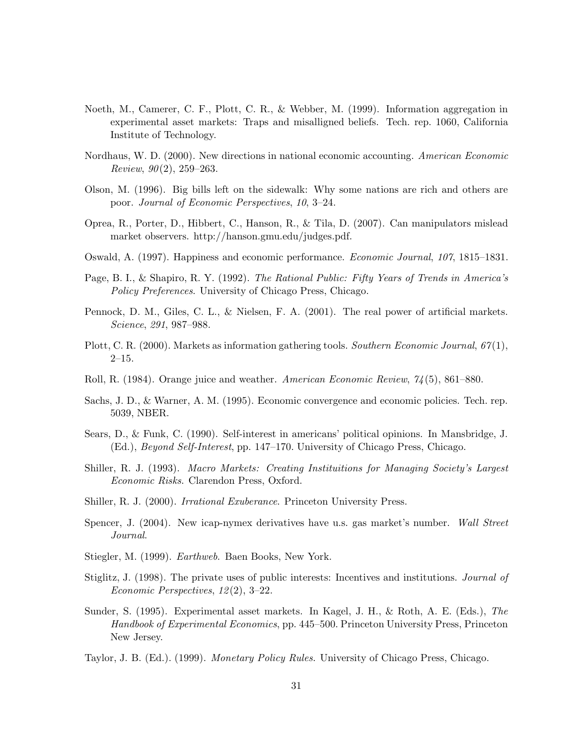Noeth, M., Camerer, C. F., Plott, C. R., & Webber, M. (1999). Information aggregation in experimental asset markets: Traps and misalligned beliefs. Tech. rep. 1060, California Institute of Technology.

Nordhaus, W. D. (2000). New directions in national economic accounting. *American Economic Review*, *90*(2), 259–263.

Olson, M. (1996). Big bills left on the sidewalk: Why some nations are rich and others are poor. *Journal of Economic Perspectives*, *10*, 3–24.

Oprea, R., Porter, D., Hibbert, C., Hanson, R., & Tila, D. (2007). Can manipulators mislead market observers. http://hanson.gmu.edu/judges.pdf.

Oswald, A. (1997). Happiness and economic performance. *Economic Journal*, *107*, 1815–1831.

Page, B. I., & Shapiro, R. Y. (1992). *The Rational Public: Fifty Years of Trends in America's Policy Preferences*. University of Chicago Press, Chicago.

Pennock, D. M., Giles, C. L., & Nielsen, F. A. (2001). The real power of artificial markets. *Science*, *291*, 987–988.

Plott, C. R. (2000). Markets as information gathering tools. *Southern Economic Journal*, *67*(1), 2–15.

Roll, R. (1984). Orange juice and weather. *American Economic Review*, *74*(5), 861–880.

Sachs, J. D., & Warner, A. M. (1995). Economic convergence and economic policies. Tech. rep. 5039, NBER.

Sears, D., & Funk, C. (1990). Self-interest in americans' political opinions. In Mansbridge, J. (Ed.), *Beyond Self-Interest*, pp. 147–170. University of Chicago Press, Chicago.

Shiller, R. J. (1993). *Macro Markets: Creating Instituitions for Managing Society's Largest Economic Risks*. Clarendon Press, Oxford.

Shiller, R. J. (2000). *Irrational Exuberance*. Princeton University Press.

Spencer, J. (2004). New icap-nymex derivatives have u.s. gas market's number. *Wall Street Journal*.

Stiegler, M. (1999). *Earthweb*. Baen Books, New York.

Stiglitz, J. (1998). The private uses of public interests: Incentives and institutions. *Journal of Economic Perspectives*, *12*(2), 3–22.

Sunder, S. (1995). Experimental asset markets. In Kagel, J. H., & Roth, A. E. (Eds.), *The Handbook of Experimental Economics*, pp. 445–500. Princeton University Press, Princeton New Jersey.

Taylor, J. B. (Ed.). (1999). *Monetary Policy Rules*. University of Chicago Press, Chicago.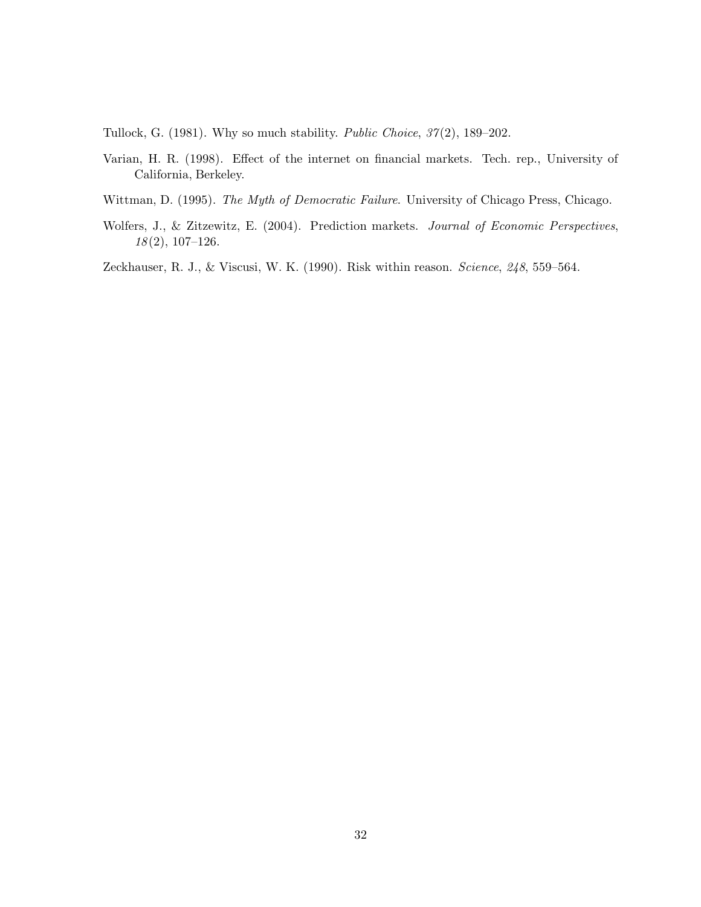Tullock, G. (1981). Why so much stability. *Public Choice*, *37*(2), 189–202.

Varian, H. R. (1998). Effect of the internet on financial markets. Tech. rep., University of California, Berkeley.

Wittman, D. (1995). *The Myth of Democratic Failure*. University of Chicago Press, Chicago.

Wolfers, J., & Zitzewitz, E. (2004). Prediction markets. *Journal of Economic Perspectives*, *18*(2), 107–126.

Zeckhauser, R. J., & Viscusi, W. K. (1990). Risk within reason. *Science*, *248*, 559–564.